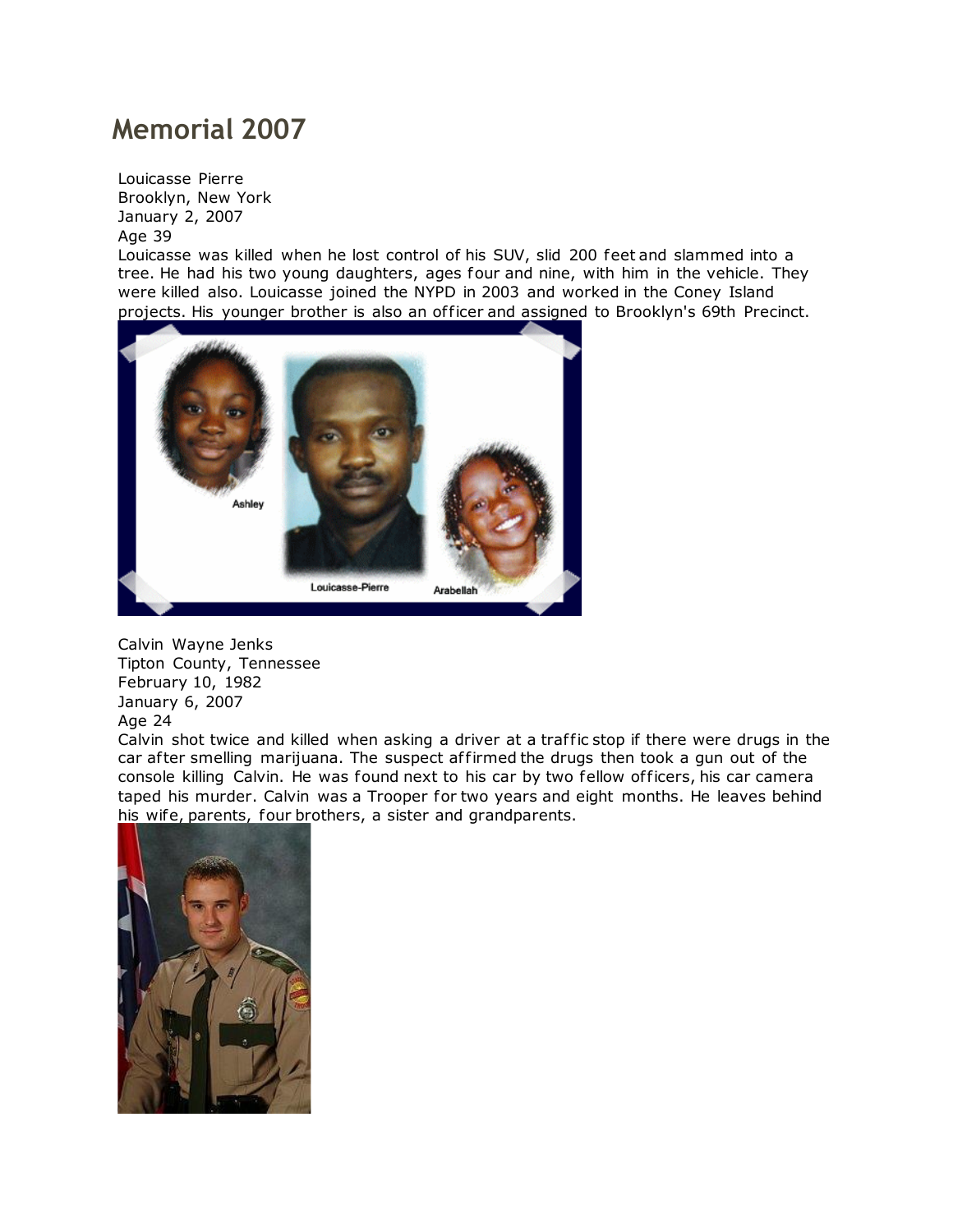# Memorial 2007

Louicasse Pierre
Brooklyn, New York
January 2, 2007
Age 39
Louicasse was killed when he lost control of his SUV, slid 200 feet and slammed into a tree. He had his two young daughters, ages four and nine, with him in the vehicle. They were killed also. Louicasse joined the NYPD in 2003 and worked in the Coney Island projects. His younger brother is also an officer and assigned to Brooklyn's 69th Precinct.

Calvin Wayne Jenks
Tipton County, Tennessee
February 10, 1982
January 6, 2007
Age 24
Calvin shot twice and killed when asking a driver at a traffic stop if there were drugs in the car after smelling marijuana. The suspect affirmed the drugs then took a gun out of the console killing Calvin. He was found next to his car by two fellow officers, his car camera taped his murder. Calvin was a Trooper for two years and eight months. He leaves behind his wife, parents, four brothers, a sister and grandparents.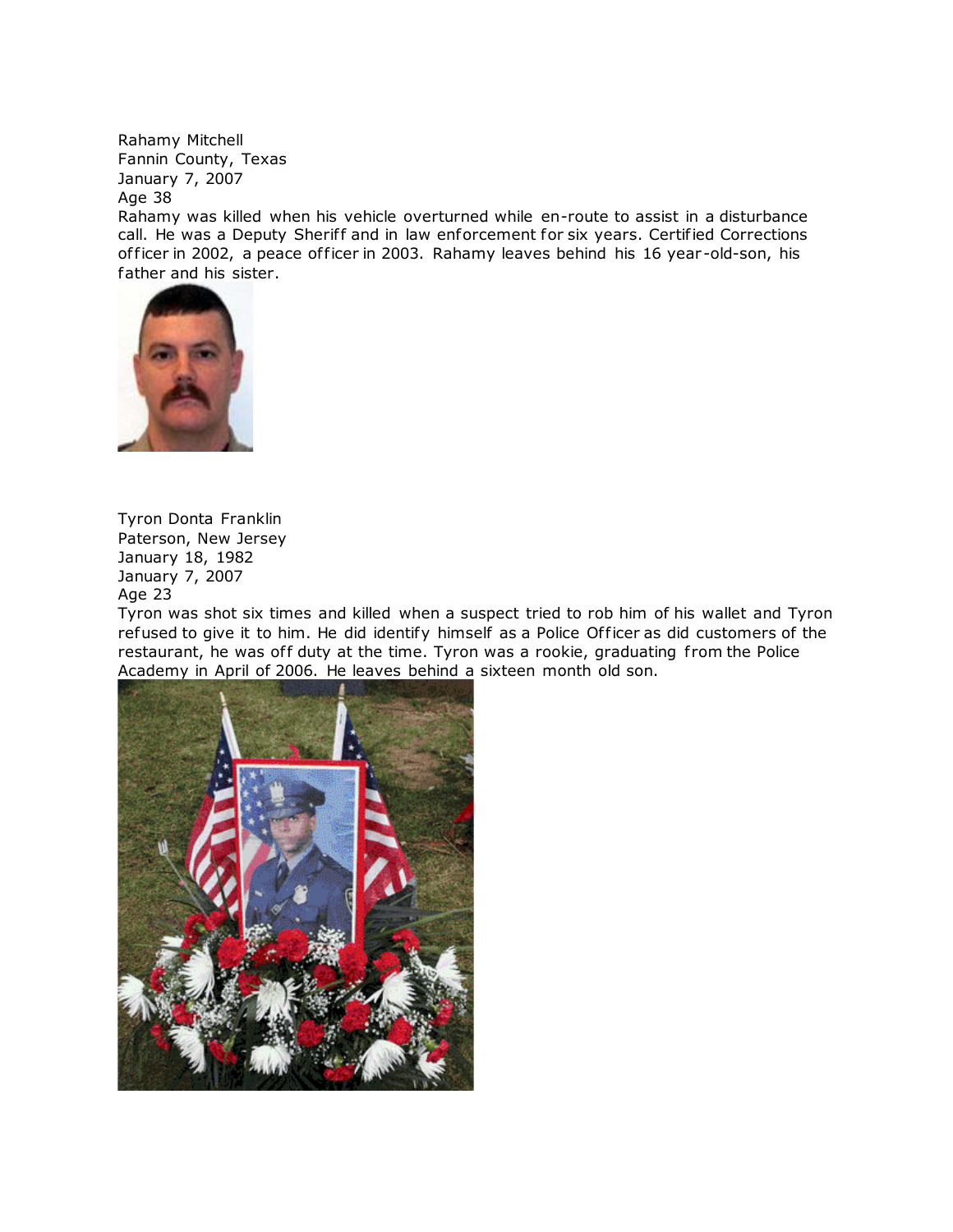Rahamy Mitchell
Fannin County, Texas
January 7, 2007
Age 38

Rahamy was killed when his vehicle overturned while en-route to assist in a disturbance call. He was a Deputy Sheriff and in law enforcement for six years. Certified Corrections officer in 2002, a peace officer in 2003. Rahamy leaves behind his 16 year-old-son, his father and his sister.

Tyron Donta Franklin
Paterson, New Jersey
January 18, 1982
January 7, 2007
Age 23

Tyron was shot six times and killed when a suspect tried to rob him of his wallet and Tyron refused to give it to him. He did identify himself as a Police Officer as did customers of the restaurant, he was off duty at the time. Tyron was a rookie, graduating from the Police Academy in April of 2006. He leaves behind a sixteen month old son.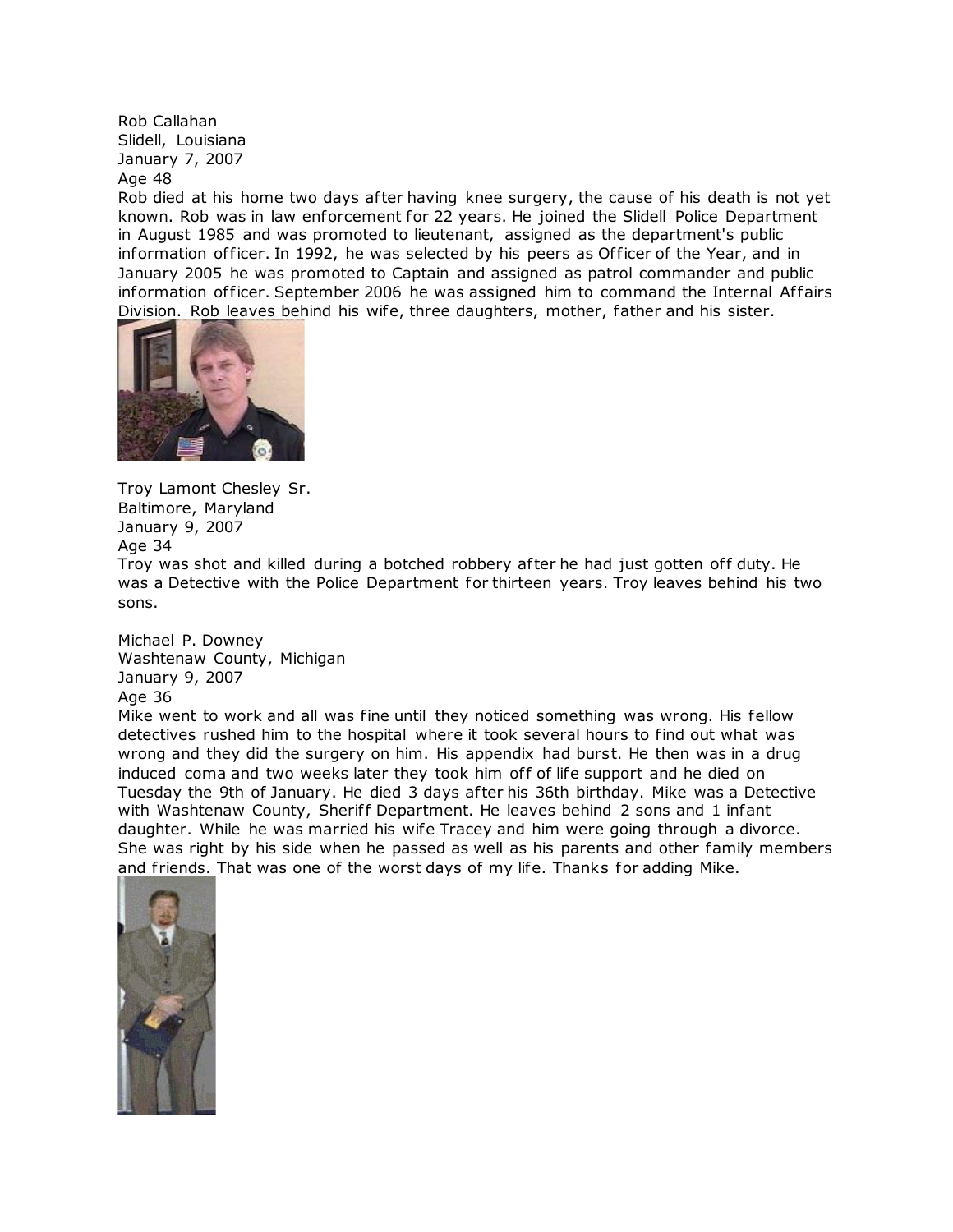Rob Callahan
Slidell, Louisiana
January 7, 2007
Age 48
Rob died at his home two days after having knee surgery, the cause of his death is not yet known. Rob was in law enforcement for 22 years. He joined the Slidell Police Department in August 1985 and was promoted to lieutenant, assigned as the department's public information officer. In 1992, he was selected by his peers as Officer of the Year, and in January 2005 he was promoted to Captain and assigned as patrol commander and public information officer. September 2006 he was assigned him to command the Internal Affairs Division. Rob leaves behind his wife, three daughters, mother, father and his sister.

Troy Lamont Chesley Sr.
Baltimore, Maryland
January 9, 2007
Age 34
Troy was shot and killed during a botched robbery after he had just gotten off duty. He was a Detective with the Police Department for thirteen years. Troy leaves behind his two sons.

Michael P. Downey
Washtenaw County, Michigan
January 9, 2007
Age 36
Mike went to work and all was fine until they noticed something was wrong. His fellow detectives rushed him to the hospital where it took several hours to find out what was wrong and they did the surgery on him. His appendix had burst. He then was in a drug induced coma and two weeks later they took him off of life support and he died on Tuesday the 9th of January. He died 3 days after his 36th birthday. Mike was a Detective with Washtenaw County, Sheriff Department. He leaves behind 2 sons and 1 infant daughter. While he was married his wife Tracey and him were going through a divorce. She was right by his side when he passed as well as his parents and other family members and friends. That was one of the worst days of my life. Thanks for adding Mike.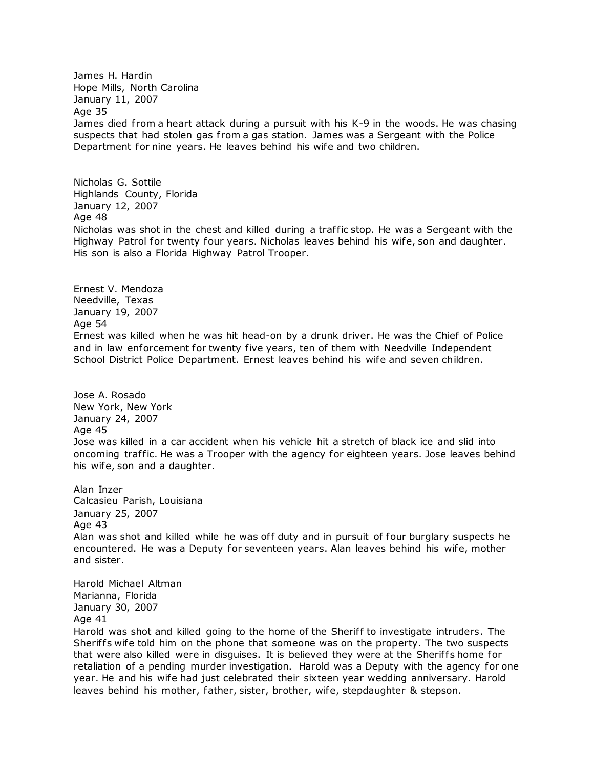James H. Hardin
Hope Mills, North Carolina
January 11, 2007
Age 35
James died from a heart attack during a pursuit with his K-9 in the woods. He was chasing suspects that had stolen gas from a gas station. James was a Sergeant with the Police Department for nine years. He leaves behind his wife and two children.

Nicholas G. Sottile
Highlands County, Florida
January 12, 2007
Age 48
Nicholas was shot in the chest and killed during a traffic stop. He was a Sergeant with the Highway Patrol for twenty four years. Nicholas leaves behind his wife, son and daughter. His son is also a Florida Highway Patrol Trooper.

Ernest V. Mendoza
Needville, Texas
January 19, 2007
Age 54
Ernest was killed when he was hit head-on by a drunk driver. He was the Chief of Police and in law enforcement for twenty five years, ten of them with Needville Independent School District Police Department. Ernest leaves behind his wife and seven children.

Jose A. Rosado
New York, New York
January 24, 2007
Age 45
Jose was killed in a car accident when his vehicle hit a stretch of black ice and slid into oncoming traffic. He was a Trooper with the agency for eighteen years. Jose leaves behind his wife, son and a daughter.

Alan Inzer
Calcasieu Parish, Louisiana
January 25, 2007
Age 43
Alan was shot and killed while he was off duty and in pursuit of four burglary suspects he encountered. He was a Deputy for seventeen years. Alan leaves behind his wife, mother and sister.

Harold Michael Altman
Marianna, Florida
January 30, 2007
Age 41
Harold was shot and killed going to the home of the Sheriff to investigate intruders. The Sheriffs wife told him on the phone that someone was on the property. The two suspects that were also killed were in disguises. It is believed they were at the Sheriffs home for retaliation of a pending murder investigation. Harold was a Deputy with the agency for one year. He and his wife had just celebrated their sixteen year wedding anniversary. Harold leaves behind his mother, father, sister, brother, wife, stepdaughter & stepson.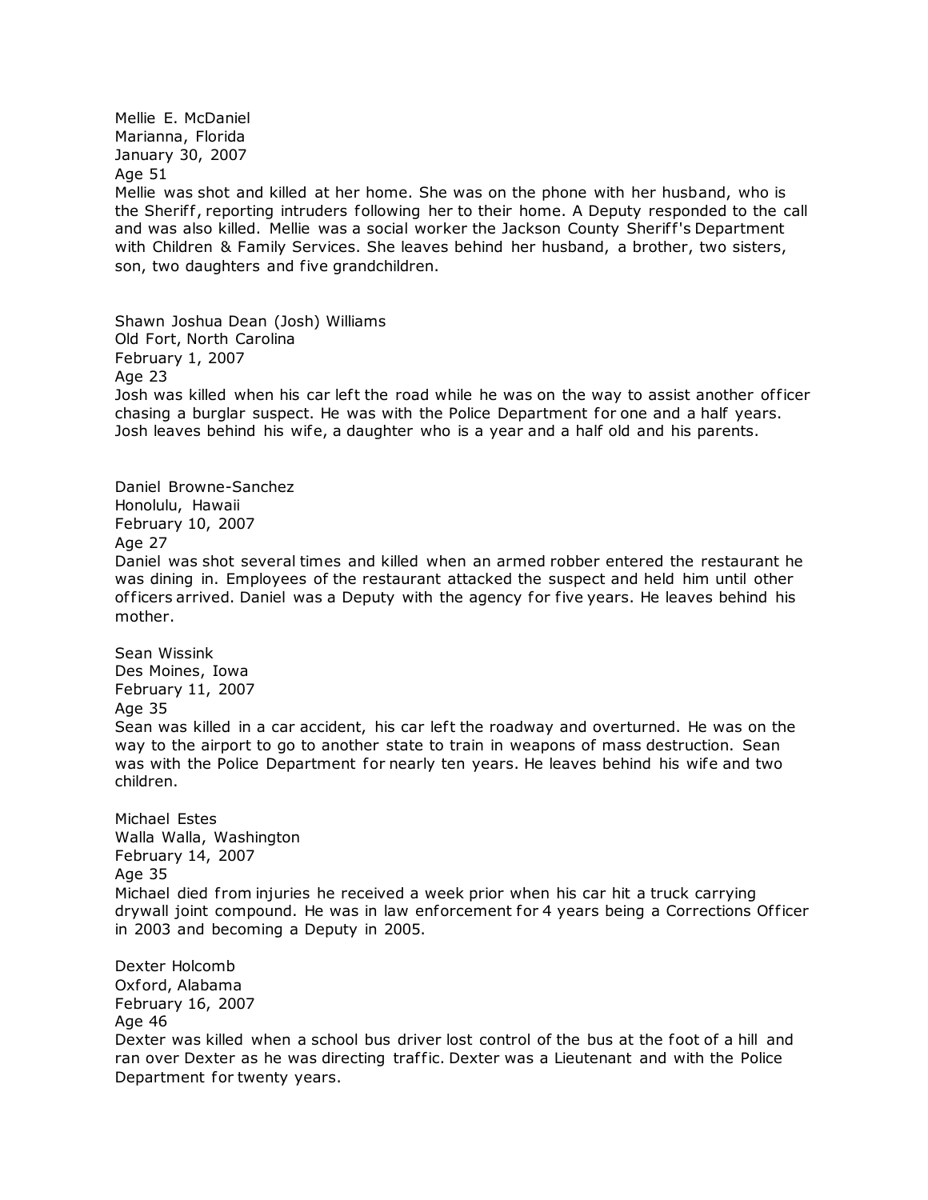Mellie E. McDaniel
Marianna, Florida
January 30, 2007
Age 51
Mellie was shot and killed at her home. She was on the phone with her husband, who is the Sheriff, reporting intruders following her to their home. A Deputy responded to the call and was also killed. Mellie was a social worker the Jackson County Sheriff's Department with Children & Family Services. She leaves behind her husband, a brother, two sisters, son, two daughters and five grandchildren.

Shawn Joshua Dean (Josh) Williams
Old Fort, North Carolina
February 1, 2007
Age 23
Josh was killed when his car left the road while he was on the way to assist another officer chasing a burglar suspect. He was with the Police Department for one and a half years. Josh leaves behind his wife, a daughter who is a year and a half old and his parents.

Daniel Browne-Sanchez
Honolulu, Hawaii
February 10, 2007
Age 27
Daniel was shot several times and killed when an armed robber entered the restaurant he was dining in. Employees of the restaurant attacked the suspect and held him until other officers arrived. Daniel was a Deputy with the agency for five years. He leaves behind his mother.

Sean Wissink
Des Moines, Iowa
February 11, 2007
Age 35
Sean was killed in a car accident, his car left the roadway and overturned. He was on the way to the airport to go to another state to train in weapons of mass destruction. Sean was with the Police Department for nearly ten years. He leaves behind his wife and two children.

Michael Estes
Walla Walla, Washington
February 14, 2007
Age 35
Michael died from injuries he received a week prior when his car hit a truck carrying drywall joint compound. He was in law enforcement for 4 years being a Corrections Officer in 2003 and becoming a Deputy in 2005.

Dexter Holcomb
Oxford, Alabama
February 16, 2007
Age 46
Dexter was killed when a school bus driver lost control of the bus at the foot of a hill and ran over Dexter as he was directing traffic. Dexter was a Lieutenant and with the Police Department for twenty years.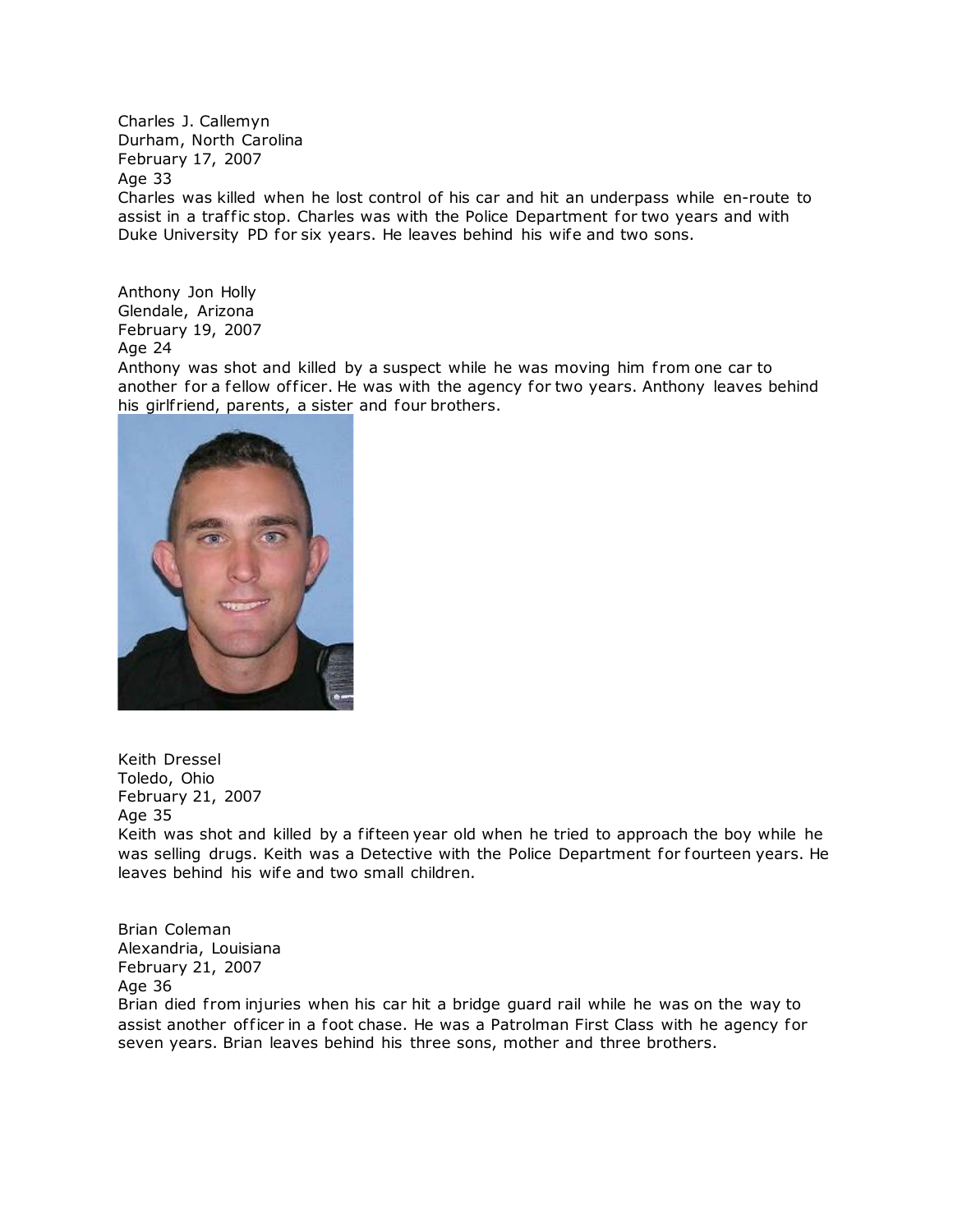Charles J. Callemyn
Durham, North Carolina
February 17, 2007
Age 33
Charles was killed when he lost control of his car and hit an underpass while en-route to assist in a traffic stop. Charles was with the Police Department for two years and with Duke University PD for six years. He leaves behind his wife and two sons.

Anthony Jon Holly
Glendale, Arizona
February 19, 2007
Age 24
Anthony was shot and killed by a suspect while he was moving him from one car to another for a fellow officer. He was with the agency for two years. Anthony leaves behind his girlfriend, parents, a sister and four brothers.

Keith Dressel
Toledo, Ohio
February 21, 2007
Age 35
Keith was shot and killed by a fifteen year old when he tried to approach the boy while he was selling drugs. Keith was a Detective with the Police Department for fourteen years. He leaves behind his wife and two small children.

Brian Coleman
Alexandria, Louisiana
February 21, 2007
Age 36
Brian died from injuries when his car hit a bridge guard rail while he was on the way to assist another officer in a foot chase. He was a Patrolman First Class with he agency for seven years. Brian leaves behind his three sons, mother and three brothers.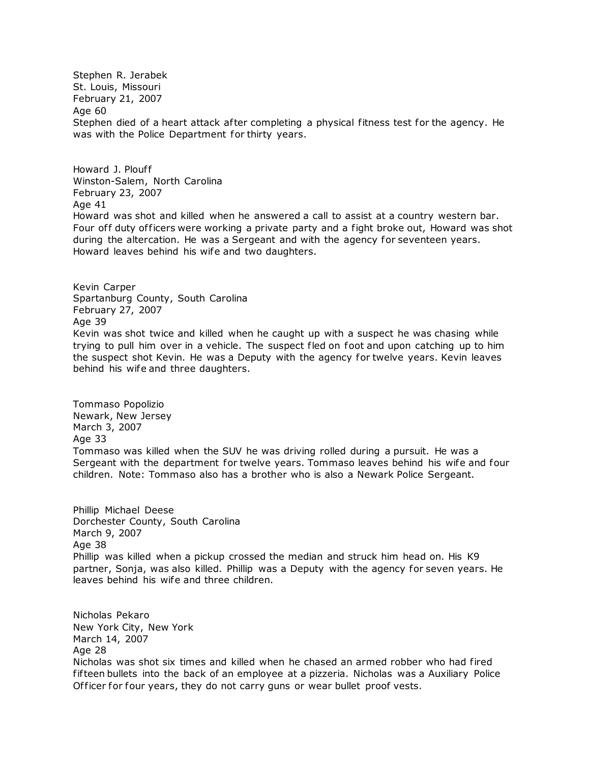Stephen R. Jerabek
St. Louis, Missouri
February 21, 2007
Age 60
Stephen died of a heart attack after completing a physical fitness test for the agency. He was with the Police Department for thirty years.

Howard J. Plouff
Winston-Salem, North Carolina
February 23, 2007
Age 41
Howard was shot and killed when he answered a call to assist at a country western bar. Four off duty officers were working a private party and a fight broke out, Howard was shot during the altercation. He was a Sergeant and with the agency for seventeen years. Howard leaves behind his wife and two daughters.

Kevin Carper
Spartanburg County, South Carolina
February 27, 2007
Age 39
Kevin was shot twice and killed when he caught up with a suspect he was chasing while trying to pull him over in a vehicle. The suspect fled on foot and upon catching up to him the suspect shot Kevin. He was a Deputy with the agency for twelve years. Kevin leaves behind his wife and three daughters.

Tommaso Popolizio
Newark, New Jersey
March 3, 2007
Age 33
Tommaso was killed when the SUV he was driving rolled during a pursuit. He was a Sergeant with the department for twelve years. Tommaso leaves behind his wife and four children. Note: Tommaso also has a brother who is also a Newark Police Sergeant.

Phillip Michael Deese
Dorchester County, South Carolina
March 9, 2007
Age 38
Phillip was killed when a pickup crossed the median and struck him head on. His K9 partner, Sonja, was also killed. Phillip was a Deputy with the agency for seven years. He leaves behind his wife and three children.

Nicholas Pekaro
New York City, New York
March 14, 2007
Age 28
Nicholas was shot six times and killed when he chased an armed robber who had fired fifteen bullets into the back of an employee at a pizzeria. Nicholas was a Auxiliary Police Officer for four years, they do not carry guns or wear bullet proof vests.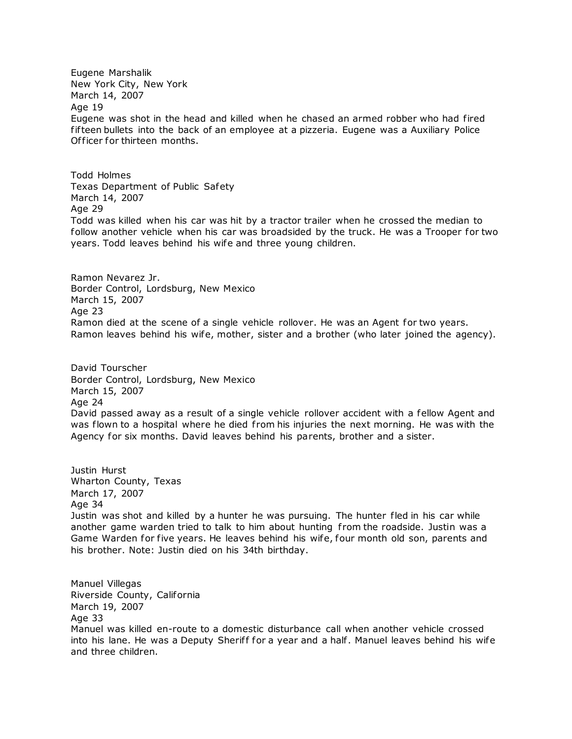Eugene Marshalik
New York City, New York
March 14, 2007
Age 19
Eugene was shot in the head and killed when he chased an armed robber who had fired fifteen bullets into the back of an employee at a pizzeria. Eugene was a Auxiliary Police Officer for thirteen months.

Todd Holmes
Texas Department of Public Safety
March 14, 2007
Age 29
Todd was killed when his car was hit by a tractor trailer when he crossed the median to follow another vehicle when his car was broadsided by the truck. He was a Trooper for two years. Todd leaves behind his wife and three young children.

Ramon Nevarez Jr.
Border Control, Lordsburg, New Mexico
March 15, 2007
Age 23
Ramon died at the scene of a single vehicle rollover. He was an Agent for two years. Ramon leaves behind his wife, mother, sister and a brother (who later joined the agency).

David Tourscher
Border Control, Lordsburg, New Mexico
March 15, 2007
Age 24
David passed away as a result of a single vehicle rollover accident with a fellow Agent and was flown to a hospital where he died from his injuries the next morning. He was with the Agency for six months. David leaves behind his parents, brother and a sister.

Justin Hurst
Wharton County, Texas
March 17, 2007
Age 34
Justin was shot and killed by a hunter he was pursuing. The hunter fled in his car while another game warden tried to talk to him about hunting from the roadside. Justin was a Game Warden for five years. He leaves behind his wife, four month old son, parents and his brother. Note: Justin died on his 34th birthday.

Manuel Villegas
Riverside County, California
March 19, 2007
Age 33
Manuel was killed en-route to a domestic disturbance call when another vehicle crossed into his lane. He was a Deputy Sheriff for a year and a half. Manuel leaves behind his wife and three children.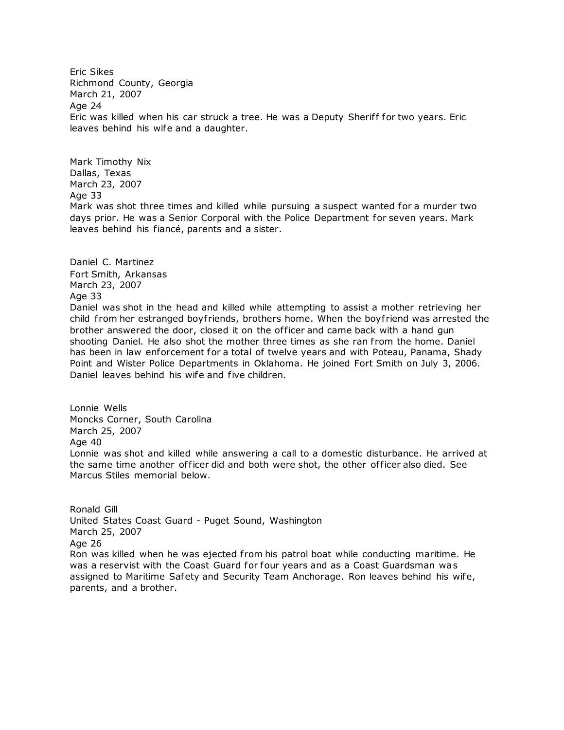Eric Sikes
Richmond County, Georgia
March 21, 2007
Age 24
Eric was killed when his car struck a tree. He was a Deputy Sheriff for two years. Eric leaves behind his wife and a daughter.

Mark Timothy Nix
Dallas, Texas
March 23, 2007
Age 33
Mark was shot three times and killed while pursuing a suspect wanted for a murder two days prior. He was a Senior Corporal with the Police Department for seven years. Mark leaves behind his fiancé, parents and a sister.

Daniel C. Martinez
Fort Smith, Arkansas
March 23, 2007
Age 33
Daniel was shot in the head and killed while attempting to assist a mother retrieving her child from her estranged boyfriends, brothers home. When the boyfriend was arrested the brother answered the door, closed it on the officer and came back with a hand gun shooting Daniel. He also shot the mother three times as she ran from the home. Daniel has been in law enforcement for a total of twelve years and with Poteau, Panama, Shady Point and Wister Police Departments in Oklahoma. He joined Fort Smith on July 3, 2006. Daniel leaves behind his wife and five children.

Lonnie Wells
Moncks Corner, South Carolina
March 25, 2007
Age 40
Lonnie was shot and killed while answering a call to a domestic disturbance. He arrived at the same time another officer did and were shot, the other officer also died. See Marcus Stiles memorial below.

Ronald Gill
United States Coast Guard - Puget Sound, Washington
March 25, 2007
Age 26
Ron was killed when he was ejected from his patrol boat while conducting maritime. He was a reservist with the Coast Guard for four years and as a Coast Guardsman was assigned to Maritime Safety and Security Team Anchorage. Ron leaves behind his wife, parents, and a brother.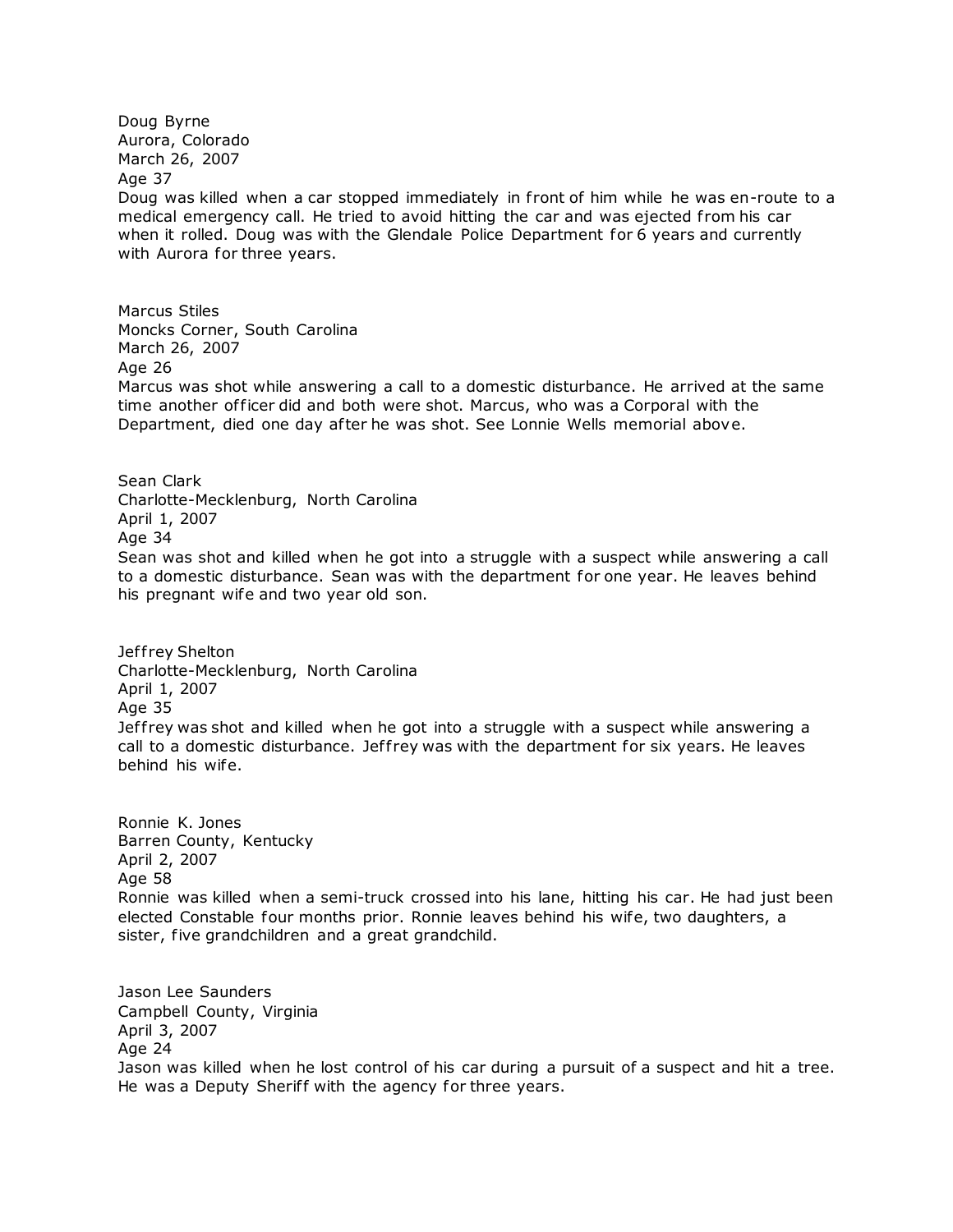Doug Byrne
Aurora, Colorado
March 26, 2007
Age 37
Doug was killed when a car stopped immediately in front of him while he was en-route to a medical emergency call. He tried to avoid hitting the car and was ejected from his car when it rolled. Doug was with the Glendale Police Department for 6 years and currently with Aurora for three years.

Marcus Stiles
Moncks Corner, South Carolina
March 26, 2007
Age 26
Marcus was shot while answering a call to a domestic disturbance. He arrived at the same time another officer did and both were shot. Marcus, who was a Corporal with the Department, died one day after he was shot. See Lonnie Wells memorial above.

Sean Clark
Charlotte-Mecklenburg, North Carolina
April 1, 2007
Age 34
Sean was shot and killed when he got into a struggle with a suspect while answering a call to a domestic disturbance. Sean was with the department for one year. He leaves behind his pregnant wife and two year old son.

Jeffrey Shelton
Charlotte-Mecklenburg, North Carolina
April 1, 2007
Age 35
Jeffrey was shot and killed when he got into a struggle with a suspect while answering a call to a domestic disturbance. Jeffrey was with the department for six years. He leaves behind his wife.

Ronnie K. Jones
Barren County, Kentucky
April 2, 2007
Age 58
Ronnie was killed when a semi-truck crossed into his lane, hitting his car. He had just been elected Constable four months prior. Ronnie leaves behind his wife, two daughters, a sister, five grandchildren and a great grandchild.

Jason Lee Saunders
Campbell County, Virginia
April 3, 2007
Age 24
Jason was killed when he lost control of his car during a pursuit of a suspect and hit a tree. He was a Deputy Sheriff with the agency for three years.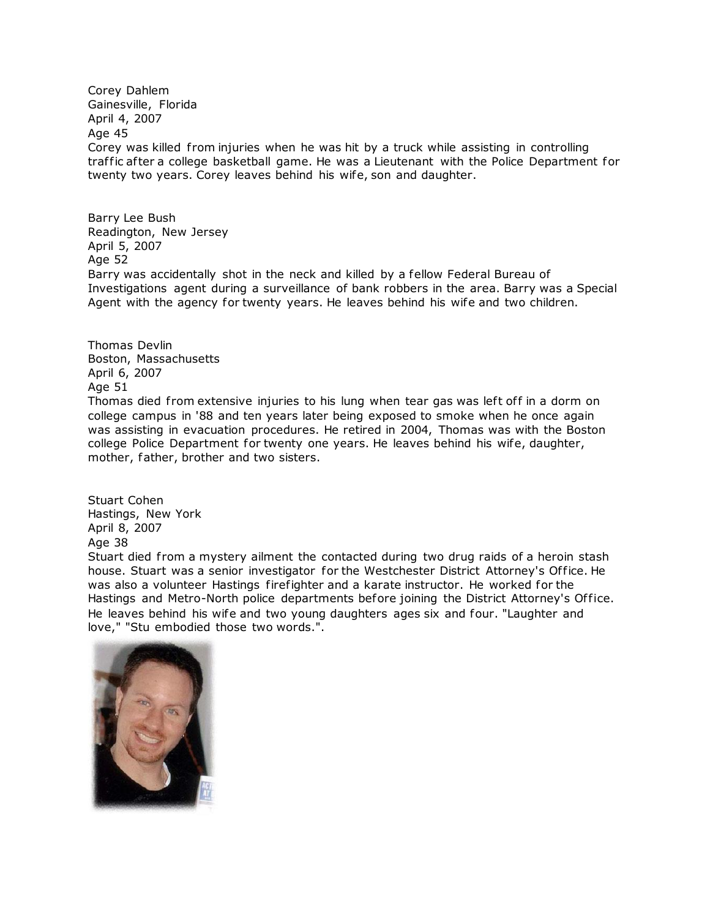Corey Dahlem
Gainesville, Florida
April 4, 2007
Age 45
Corey was killed from injuries when he was hit by a truck while assisting in controlling traffic after a college basketball game. He was a Lieutenant with the Police Department for twenty two years. Corey leaves behind his wife, son and daughter.

Barry Lee Bush
Readington, New Jersey
April 5, 2007
Age 52
Barry was accidentally shot in the neck and killed by a fellow Federal Bureau of Investigations agent during a surveillance of bank robbers in the area. Barry was a Special Agent with the agency for twenty years. He leaves behind his wife and two children.

Thomas Devlin
Boston, Massachusetts
April 6, 2007
Age 51
Thomas died from extensive injuries to his lung when tear gas was left off in a dorm on college campus in '88 and ten years later being exposed to smoke when he once again was assisting in evacuation procedures. He retired in 2004, Thomas was with the Boston college Police Department for twenty one years. He leaves behind his wife, daughter, mother, father, brother and two sisters.

Stuart Cohen
Hastings, New York
April 8, 2007
Age 38
Stuart died from a mystery ailment the contacted during two drug raids of a heroin stash house. Stuart was a senior investigator for the Westchester District Attorney's Office. He was also a volunteer Hastings firefighter and a karate instructor. He worked for the Hastings and Metro-North police departments before joining the District Attorney's Office. He leaves behind his wife and two young daughters ages six and four. "Laughter and love," "Stu embodied those two words.".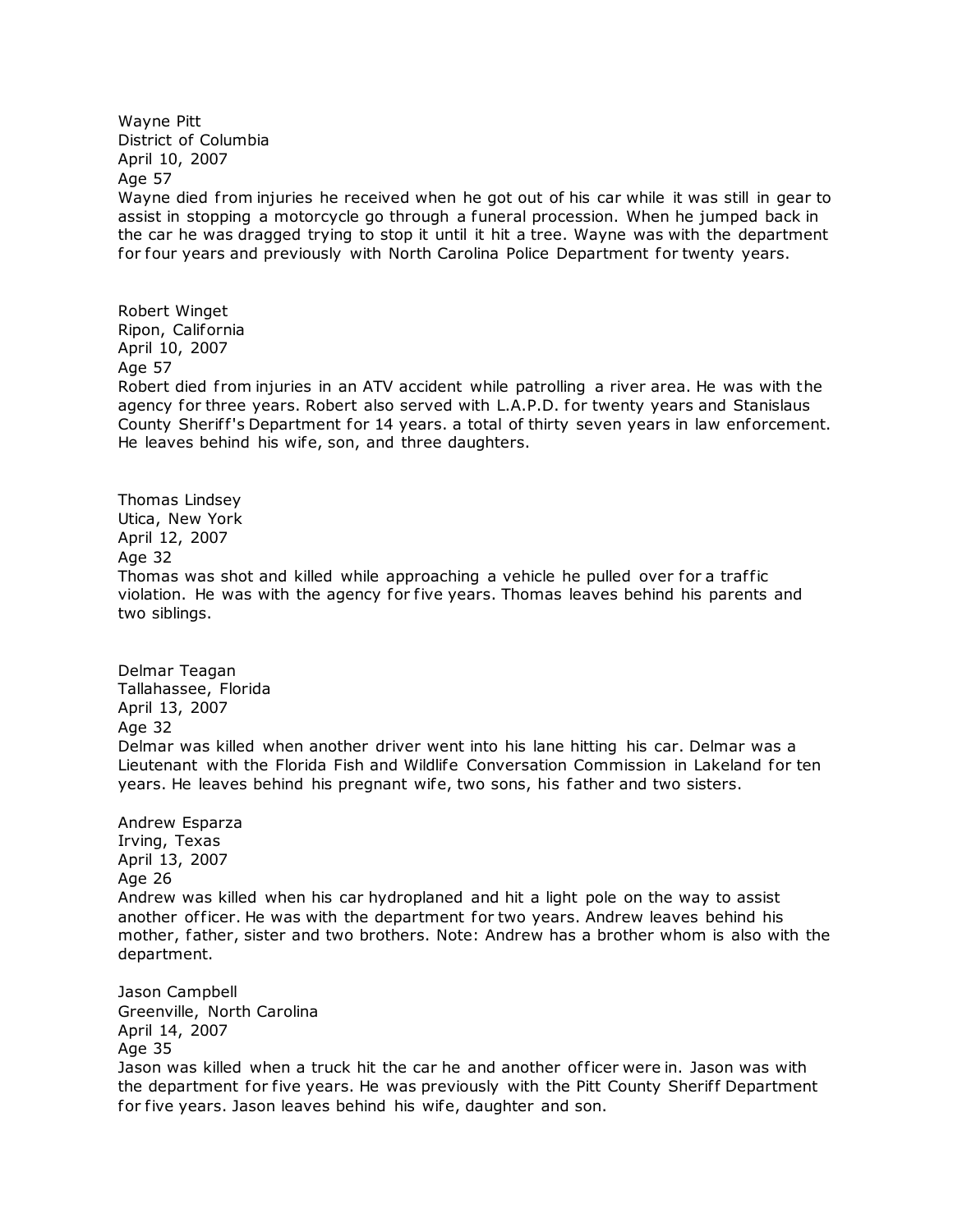Wayne Pitt
District of Columbia
April 10, 2007
Age 57
Wayne died from injuries he received when he got out of his car while it was still in gear to assist in stopping a motorcycle go through a funeral procession. When he jumped back in the car he was dragged trying to stop it until it hit a tree. Wayne was with the department for four years and previously with North Carolina Police Department for twenty years.

Robert Winget
Ripon, California
April 10, 2007
Age 57
Robert died from injuries in an ATV accident while patrolling a river area. He was with the agency for three years. Robert also served with L.A.P.D. for twenty years and Stanislaus County Sheriff's Department for 14 years. a total of thirty seven years in law enforcement. He leaves behind his wife, son, and three daughters.

Thomas Lindsey
Utica, New York
April 12, 2007
Age 32
Thomas was shot and killed while approaching a vehicle he pulled over for a traffic violation. He was with the agency for five years. Thomas leaves behind his parents and two siblings.

Delmar Teagan
Tallahassee, Florida
April 13, 2007
Age 32
Delmar was killed when another driver went into his lane hitting his car. Delmar was a Lieutenant with the Florida Fish and Wildlife Conversation Commission in Lakeland for ten years. He leaves behind his pregnant wife, two sons, his father and two sisters.

Andrew Esparza
Irving, Texas
April 13, 2007
Age 26
Andrew was killed when his car hydroplaned and hit a light pole on the way to assist another officer. He was with the department for two years. Andrew leaves behind his mother, father, sister and two brothers. Note: Andrew has a brother whom is also with the department.

Jason Campbell
Greenville, North Carolina
April 14, 2007
Age 35
Jason was killed when a truck hit the car he and another officer were in. Jason was with the department for five years. He was previously with the Pitt County Sheriff Department for five years. Jason leaves behind his wife, daughter and son.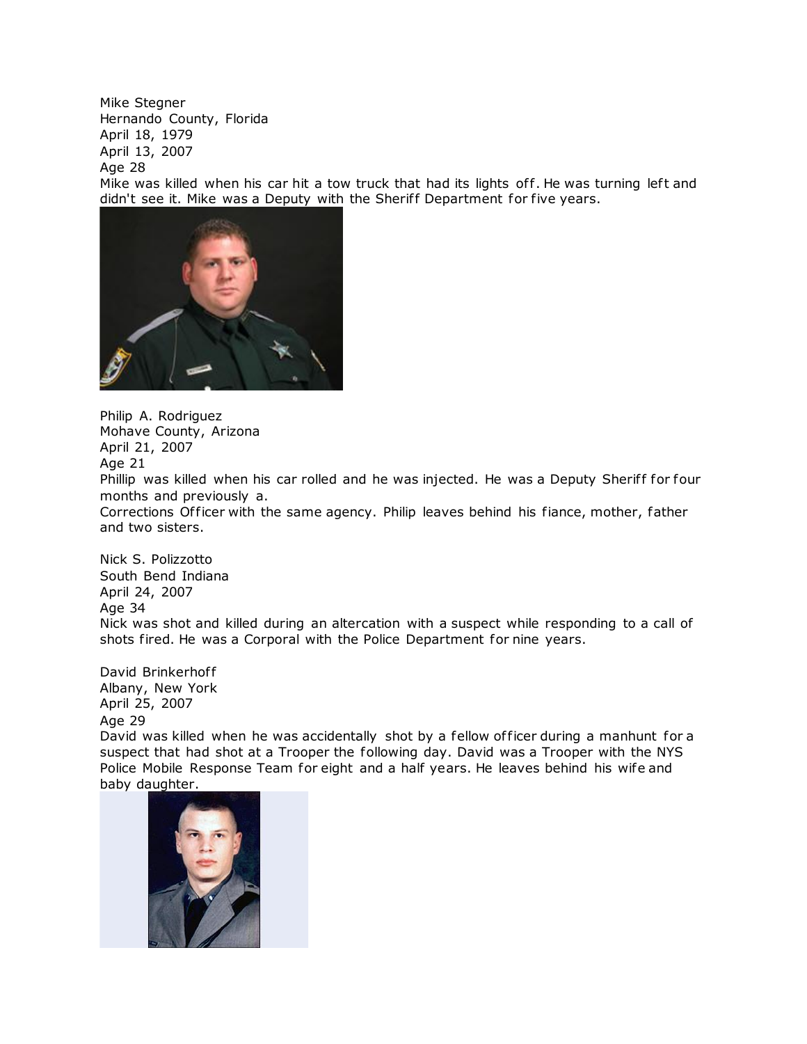Mike Stegner
Hernando County, Florida
April 18, 1979
April 13, 2007
Age 28
Mike was killed when his car hit a tow truck that had its lights off. He was turning left and didn't see it. Mike was a Deputy with the Sheriff Department for five years.

Philip A. Rodriguez
Mohave County, Arizona
April 21, 2007
Age 21
Phillip was killed when his car rolled and he was injected. He was a Deputy Sheriff for four months and previously a.
Corrections Officer with the same agency. Philip leaves behind his fiance, mother, father and two sisters.

Nick S. Polizzotto
South Bend Indiana
April 24, 2007
Age 34
Nick was shot and killed during an altercation with a suspect while responding to a call of shots fired. He was a Corporal with the Police Department for nine years.

David Brinkerhoff
Albany, New York
April 25, 2007
Age 29
David was killed when he was accidentally shot by a fellow officer during a manhunt for a suspect that had shot at a Trooper the following day. David was a Trooper with the NYS Police Mobile Response Team for eight and a half years. He leaves behind his wife and baby daughter.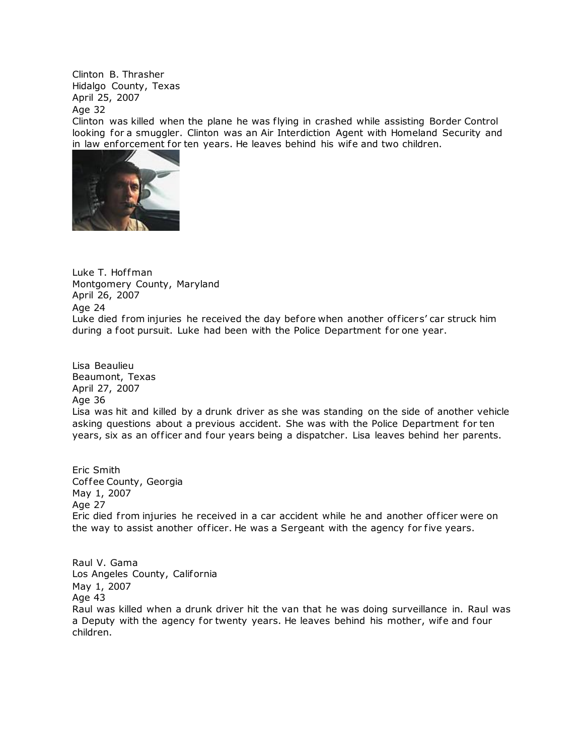Clinton B. Thrasher
Hidalgo County, Texas
April 25, 2007
Age 32
Clinton was killed when the plane he was flying in crashed while assisting Border Control looking for a smuggler. Clinton was an Air Interdiction Agent with Homeland Security and in law enforcement for ten years. He leaves behind his wife and two children.

Luke T. Hoffman
Montgomery County, Maryland
April 26, 2007
Age 24
Luke died from injuries he received the day before when another officers' car struck him during a foot pursuit. Luke had been with the Police Department for one year.

Lisa Beaulieu
Beaumont, Texas
April 27, 2007
Age 36
Lisa was hit and killed by a drunk driver as she was standing on the side of another vehicle asking questions about a previous accident. She was with the Police Department for ten years, six as an officer and four years being a dispatcher. Lisa leaves behind her parents.

Eric Smith
Coffee County, Georgia
May 1, 2007
Age 27
Eric died from injuries he received in a car accident while he and another officer were on the way to assist another officer. He was a Sergeant with the agency for five years.

Raul V. Gama
Los Angeles County, California
May 1, 2007
Age 43
Raul was killed when a drunk driver hit the van that he was doing surveillance in. Raul was a Deputy with the agency for twenty years. He leaves behind his mother, wife and four children.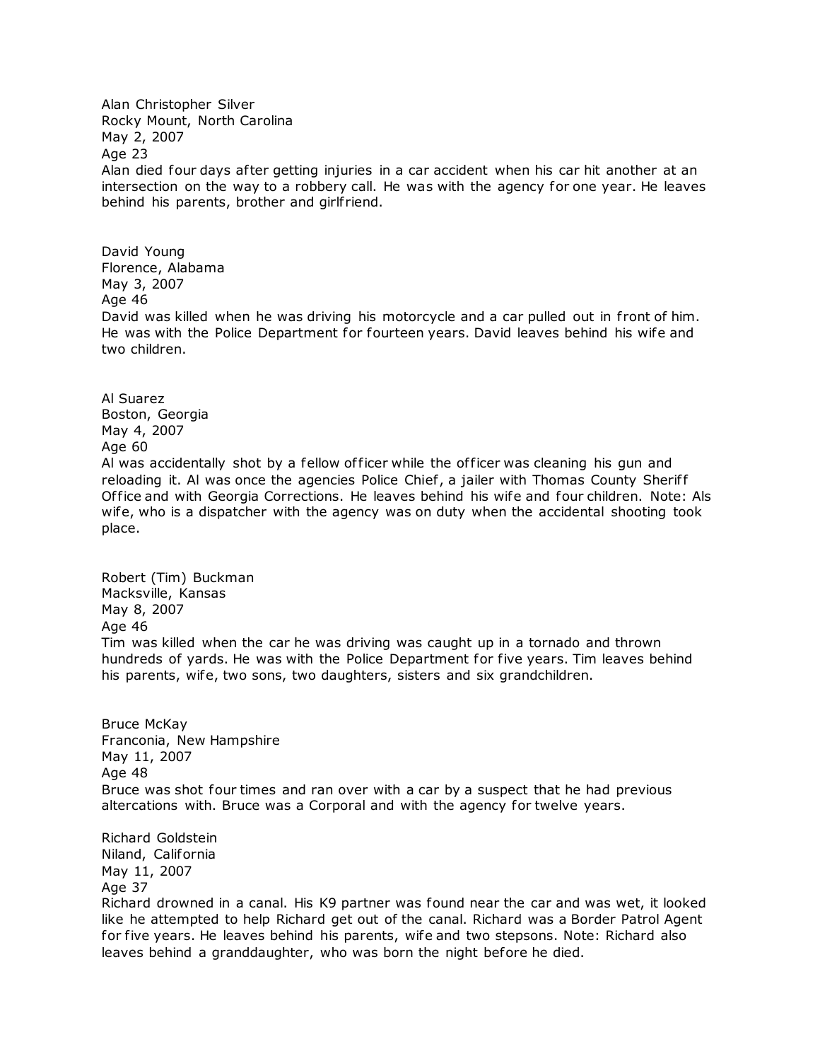Alan Christopher Silver
Rocky Mount, North Carolina
May 2, 2007
Age 23
Alan died four days after getting injuries in a car accident when his car hit another at an intersection on the way to a robbery call. He was with the agency for one year. He leaves behind his parents, brother and girlfriend.

David Young
Florence, Alabama
May 3, 2007
Age 46
David was killed when he was driving his motorcycle and a car pulled out in front of him. He was with the Police Department for fourteen years. David leaves behind his wife and two children.

Al Suarez
Boston, Georgia
May 4, 2007
Age 60
Al was accidentally shot by a fellow officer while the officer was cleaning his gun and reloading it. Al was once the agencies Police Chief, a jailer with Thomas County Sheriff Office and with Georgia Corrections. He leaves behind his wife and four children. Note: Als wife, who is a dispatcher with the agency was on duty when the accidental shooting took place.

Robert (Tim) Buckman
Macksville, Kansas
May 8, 2007
Age 46
Tim was killed when the car he was driving was caught up in a tornado and thrown hundreds of yards. He was with the Police Department for five years. Tim leaves behind his parents, wife, two sons, two daughters, sisters and six grandchildren.

Bruce McKay
Franconia, New Hampshire
May 11, 2007
Age 48
Bruce was shot four times and ran over with a car by a suspect that he had previous altercations with. Bruce was a Corporal and with the agency for twelve years.

Richard Goldstein
Niland, California
May 11, 2007
Age 37
Richard drowned in a canal. His K9 partner was found near the car and was wet, it looked like he attempted to help Richard get out of the canal. Richard was a Border Patrol Agent for five years. He leaves behind his parents, wife and two stepsons. Note: Richard also leaves behind a granddaughter, who was born the night before he died.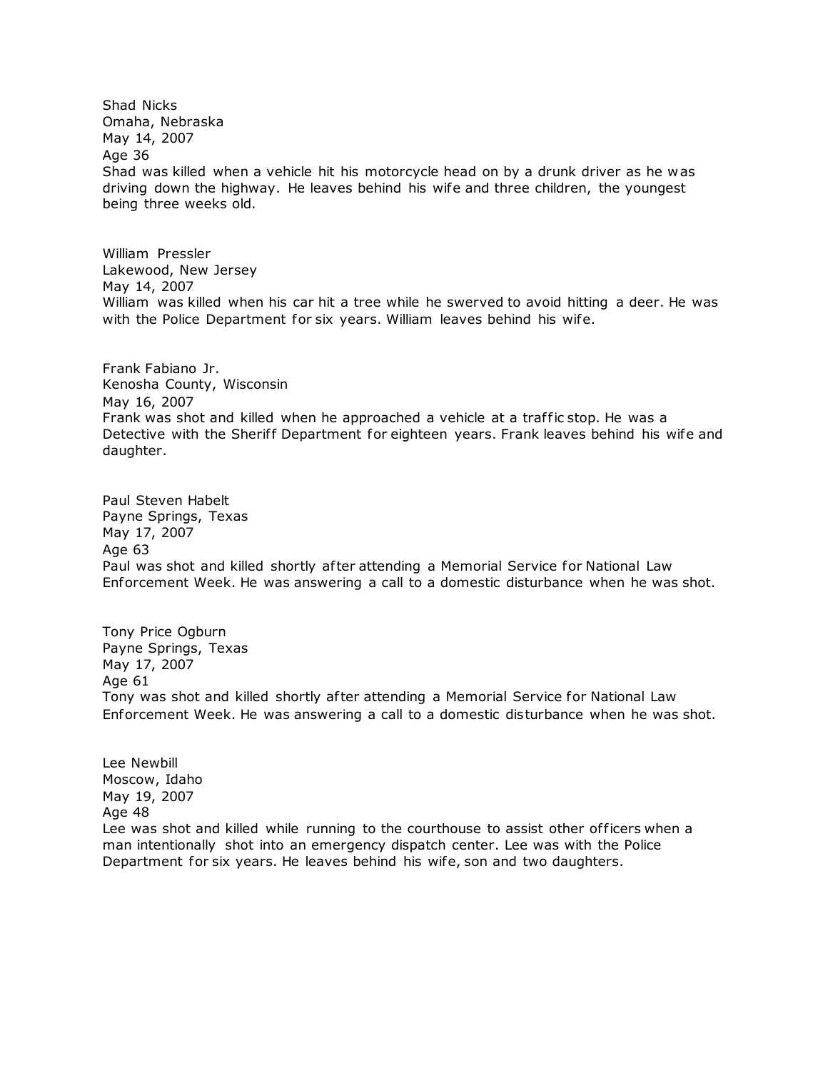Shad Nicks
Omaha, Nebraska
May 14, 2007
Age 36
Shad was killed when a vehicle hit his motorcycle head on by a drunk driver as he was driving down the highway. He leaves behind his wife and three children, the youngest being three weeks old.

William Pressler
Lakewood, New Jersey
May 14, 2007
William was killed when his car hit a tree while he swerved to avoid hitting a deer. He was with the Police Department for six years. William leaves behind his wife.

Frank Fabiano Jr.
Kenosha County, Wisconsin
May 16, 2007
Frank was shot and killed when he approached a vehicle at a traffic stop. He was a Detective with the Sheriff Department for eighteen years. Frank leaves behind his wife and daughter.

Paul Steven Habelt
Payne Springs, Texas
May 17, 2007
Age 63
Paul was shot and killed shortly after attending a Memorial Service for National Law Enforcement Week. He was answering a call to a domestic disturbance when he was shot.

Tony Price Ogburn
Payne Springs, Texas
May 17, 2007
Age 61
Tony was shot and killed shortly after attending a Memorial Service for National Law Enforcement Week. He was answering a call to a domestic disturbance when he was shot.

Lee Newbill
Moscow, Idaho
May 19, 2007
Age 48
Lee was shot and killed while running to the courthouse to assist other officers when a man intentionally shot into an emergency dispatch center. Lee was with the Police Department for six years. He leaves behind his wife, son and two daughters.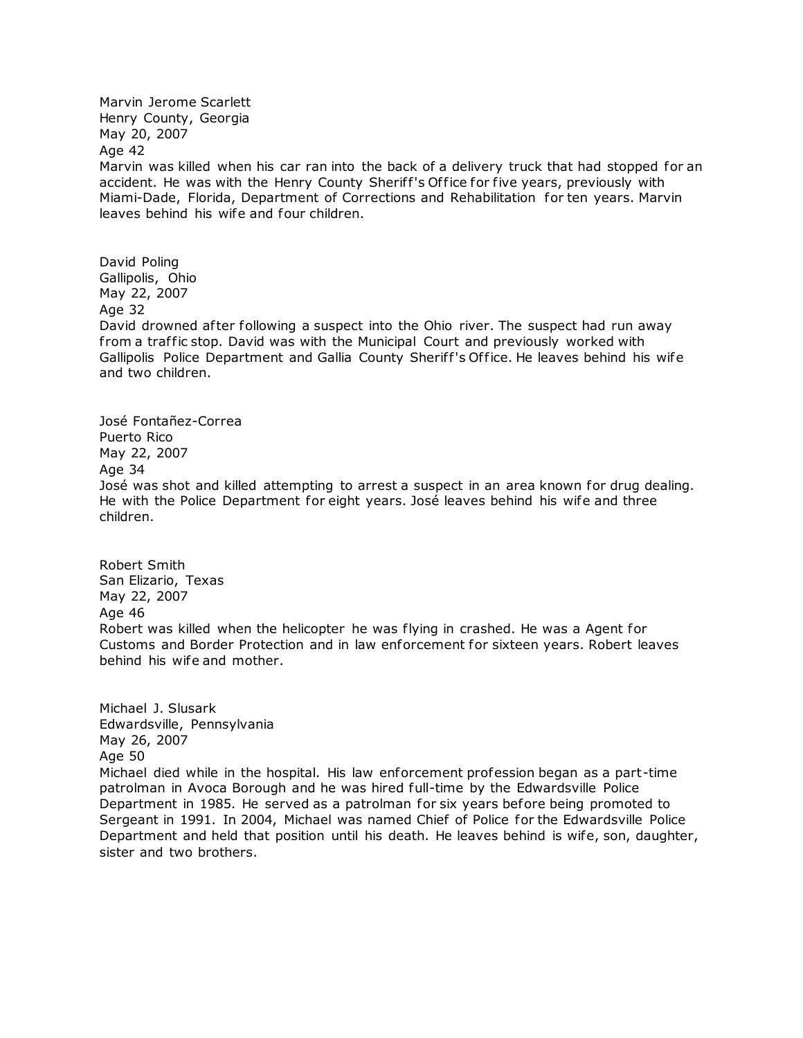Marvin Jerome Scarlett
Henry County, Georgia
May 20, 2007
Age 42
Marvin was killed when his car ran into the back of a delivery truck that had stopped for an accident. He was with the Henry County Sheriff's Office for five years, previously with Miami-Dade, Florida, Department of Corrections and Rehabilitation for ten years. Marvin leaves behind his wife and four children.

David Poling
Gallipolis, Ohio
May 22, 2007
Age 32
David drowned after following a suspect into the Ohio river. The suspect had run away from a traffic stop. David was with the Municipal Court and previously worked with Gallipolis Police Department and Gallia County Sheriff's Office. He leaves behind his wife and two children.

José Fontañez-Correa
Puerto Rico
May 22, 2007
Age 34
José was shot and killed attempting to arrest a suspect in an area known for drug dealing. He with the Police Department for eight years. José leaves behind his wife and three children.

Robert Smith
San Elizario, Texas
May 22, 2007
Age 46
Robert was killed when the helicopter he was flying in crashed. He was a Agent for Customs and Border Protection and in law enforcement for sixteen years. Robert leaves behind his wife and mother.

Michael J. Slusark
Edwardsville, Pennsylvania
May 26, 2007
Age 50
Michael died while in the hospital. His law enforcement profession began as a part-time patrolman in Avoca Borough and he was hired full-time by the Edwardsville Police Department in 1985. He served as a patrolman for six years before being promoted to Sergeant in 1991. In 2004, Michael was named Chief of Police for the Edwardsville Police Department and held that position until his death. He leaves behind is wife, son, daughter, sister and two brothers.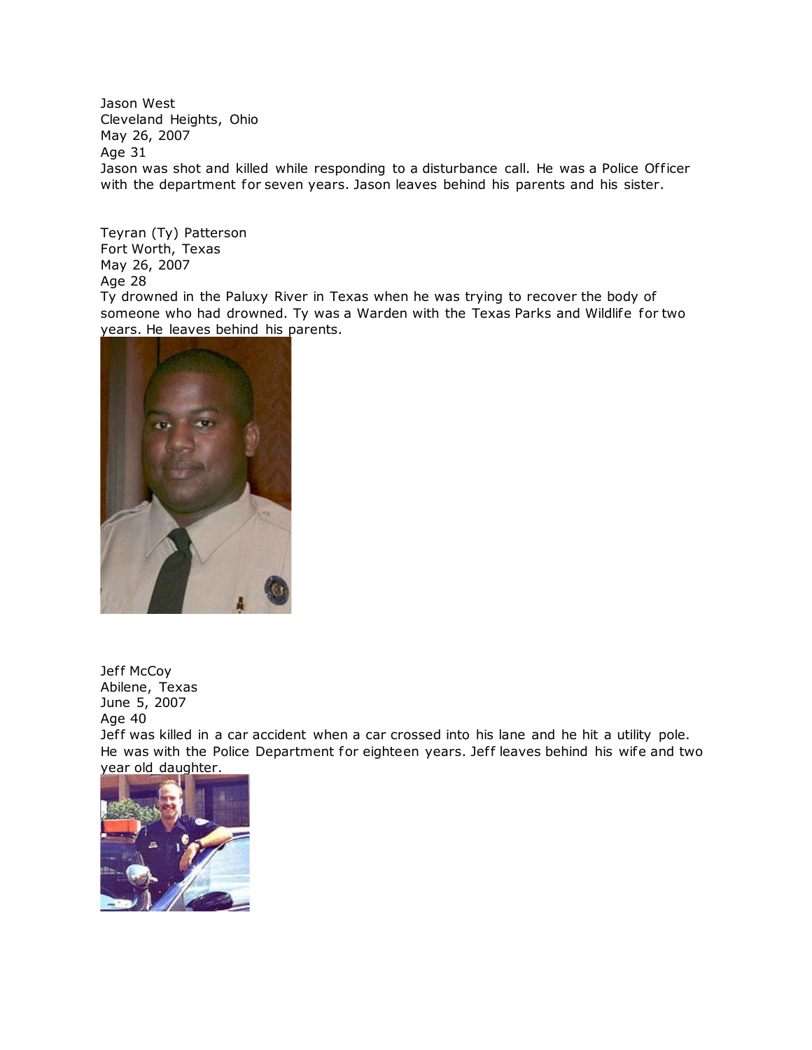Jason West
Cleveland Heights, Ohio
May 26, 2007
Age 31
Jason was shot and killed while responding to a disturbance call. He was a Police Officer with the department for seven years. Jason leaves behind his parents and his sister.

Teyran (Ty) Patterson
Fort Worth, Texas
May 26, 2007
Age 28
Ty drowned in the Paluxy River in Texas when he was trying to recover the body of someone who had drowned. Ty was a Warden with the Texas Parks and Wildlife for two years. He leaves behind his parents.

Jeff McCoy
Abilene, Texas
June 5, 2007
Age 40
Jeff was killed in a car accident when a car crossed into his lane and he hit a utility pole. He was with the Police Department for eighteen years. Jeff leaves behind his wife and two year old daughter.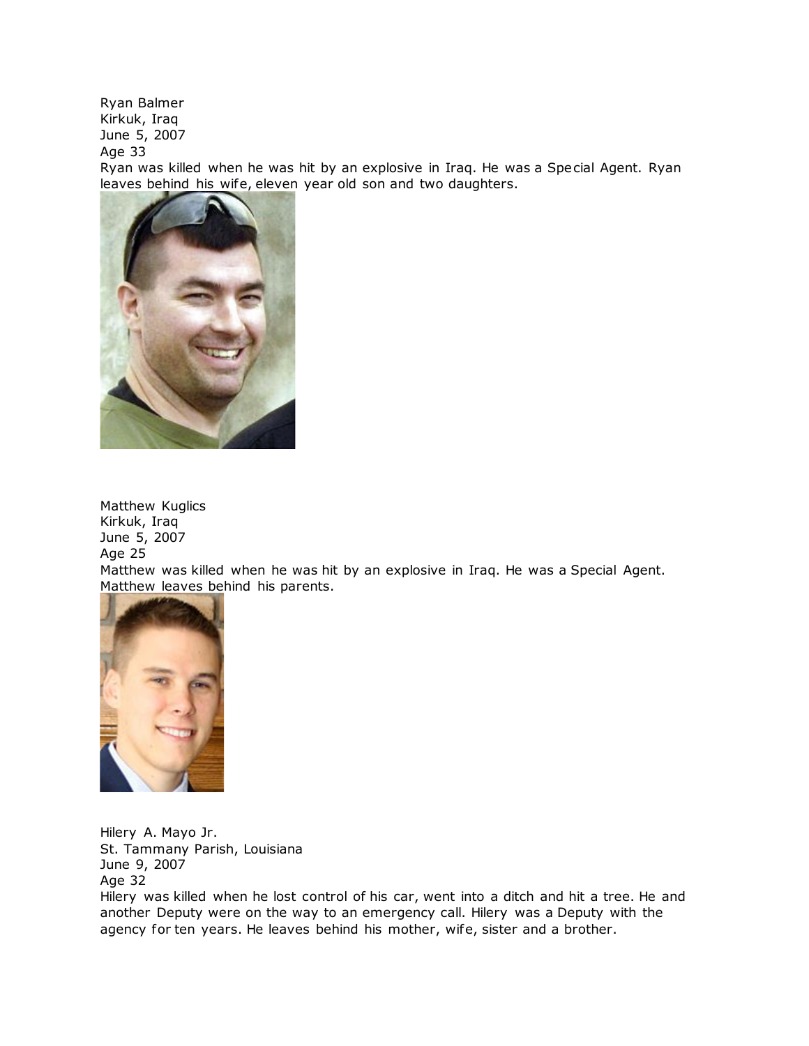Ryan Balmer
Kirkuk, Iraq
June 5, 2007
Age 33
Ryan was killed when he was hit by an explosive in Iraq. He was a Special Agent. Ryan leaves behind his wife, eleven year old son and two daughters.

Matthew Kuglics
Kirkuk, Iraq
June 5, 2007
Age 25
Matthew was killed when he was hit by an explosive in Iraq. He was a Special Agent. Matthew leaves behind his parents.

Hilery A. Mayo Jr.
St. Tammany Parish, Louisiana
June 9, 2007
Age 32
Hilery was killed when he lost control of his car, went into a ditch and hit a tree. He and another Deputy were on the way to an emergency call. Hilery was a Deputy with the agency for ten years. He leaves behind his mother, wife, sister and a brother.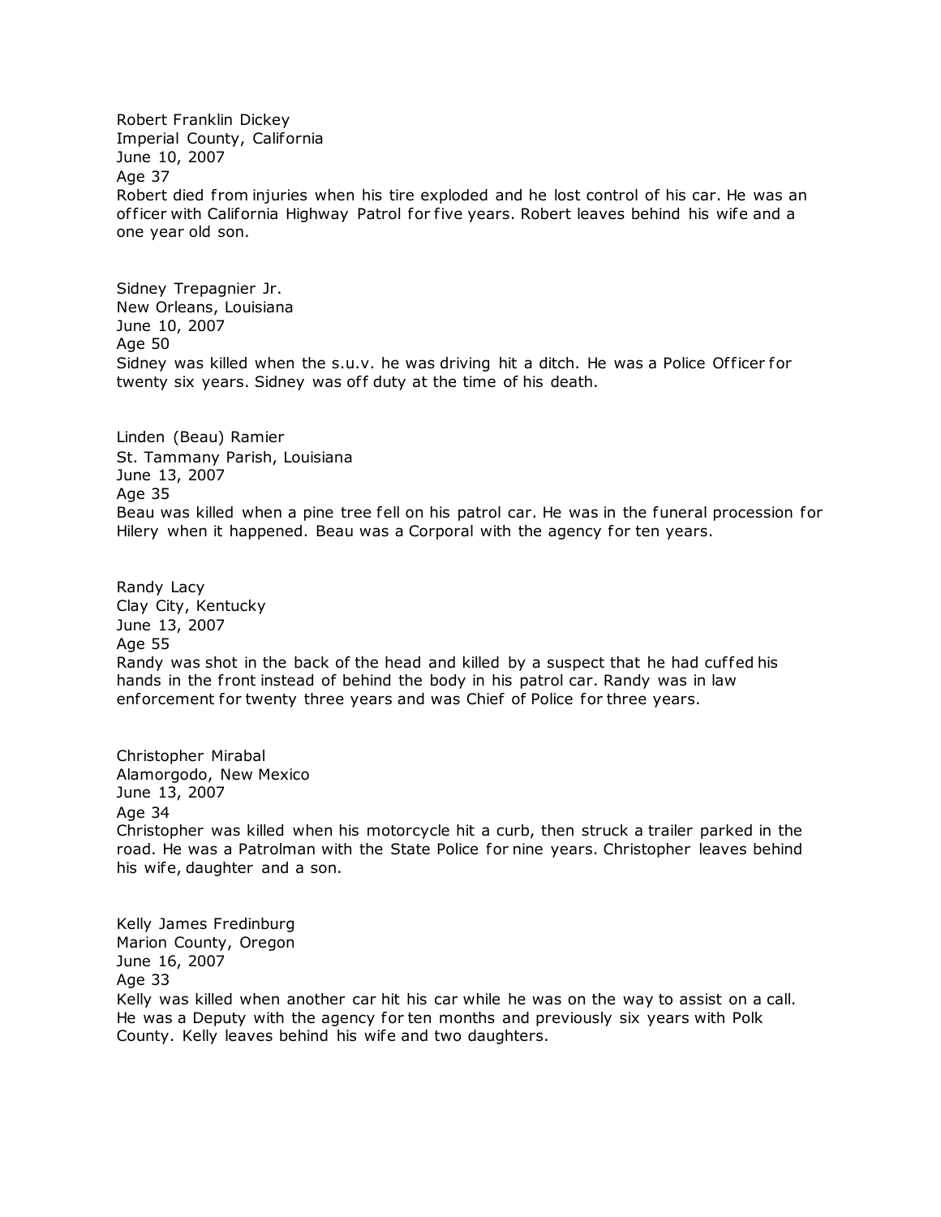Robert Franklin Dickey
Imperial County, California
June 10, 2007
Age 37
Robert died from injuries when his tire exploded and he lost control of his car. He was an officer with California Highway Patrol for five years. Robert leaves behind his wife and a one year old son.

Sidney Trepagnier Jr.
New Orleans, Louisiana
June 10, 2007
Age 50
Sidney was killed when the s.u.v. he was driving hit a ditch. He was a Police Officer for twenty six years. Sidney was off duty at the time of his death.

Linden (Beau) Ramier
St. Tammany Parish, Louisiana
June 13, 2007
Age 35
Beau was killed when a pine tree fell on his patrol car. He was in the funeral procession for Hilery when it happened. Beau was a Corporal with the agency for ten years.

Randy Lacy
Clay City, Kentucky
June 13, 2007
Age 55
Randy was shot in the back of the head and killed by a suspect that he had cuffed his hands in the front instead of behind the body in his patrol car. Randy was in law enforcement for twenty three years and was Chief of Police for three years.

Christopher Mirabal
Alamorgodo, New Mexico
June 13, 2007
Age 34
Christopher was killed when his motorcycle hit a curb, then struck a trailer parked in the road. He was a Patrolman with the State Police for nine years. Christopher leaves behind his wife, daughter and a son.

Kelly James Fredinburg
Marion County, Oregon
June 16, 2007
Age 33
Kelly was killed when another car hit his car while he was on the way to assist on a call. He was a Deputy with the agency for ten months and previously six years with Polk County. Kelly leaves behind his wife and two daughters.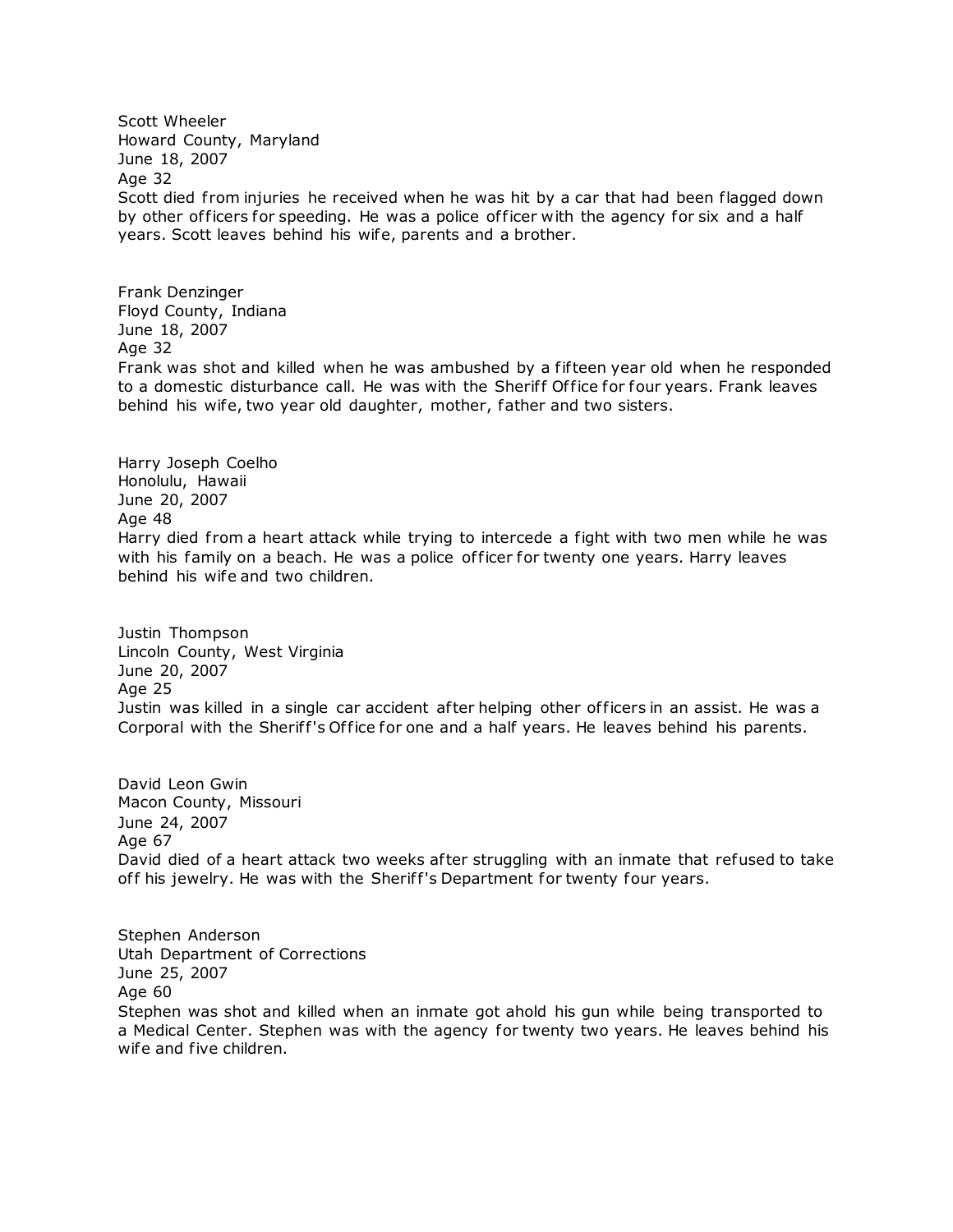Scott Wheeler
Howard County, Maryland
June 18, 2007
Age 32
Scott died from injuries he received when he was hit by a car that had been flagged down by other officers for speeding. He was a police officer with the agency for six and a half years. Scott leaves behind his wife, parents and a brother.

Frank Denzinger
Floyd County, Indiana
June 18, 2007
Age 32
Frank was shot and killed when he was ambushed by a fifteen year old when he responded to a domestic disturbance call. He was with the Sheriff Office for four years. Frank leaves behind his wife, two year old daughter, mother, father and two sisters.

Harry Joseph Coelho
Honolulu, Hawaii
June 20, 2007
Age 48
Harry died from a heart attack while trying to intercede a fight with two men while he was with his family on a beach. He was a police officer for twenty one years. Harry leaves behind his wife and two children.

Justin Thompson
Lincoln County, West Virginia
June 20, 2007
Age 25
Justin was killed in a single car accident after helping other officers in an assist. He was a Corporal with the Sheriff's Office for one and a half years. He leaves behind his parents.

David Leon Gwin
Macon County, Missouri
June 24, 2007
Age 67
David died of a heart attack two weeks after struggling with an inmate that refused to take off his jewelry. He was with the Sheriff's Department for twenty four years.

Stephen Anderson
Utah Department of Corrections
June 25, 2007
Age 60
Stephen was shot and killed when an inmate got ahold his gun while being transported to a Medical Center. Stephen was with the agency for twenty two years. He leaves behind his wife and five children.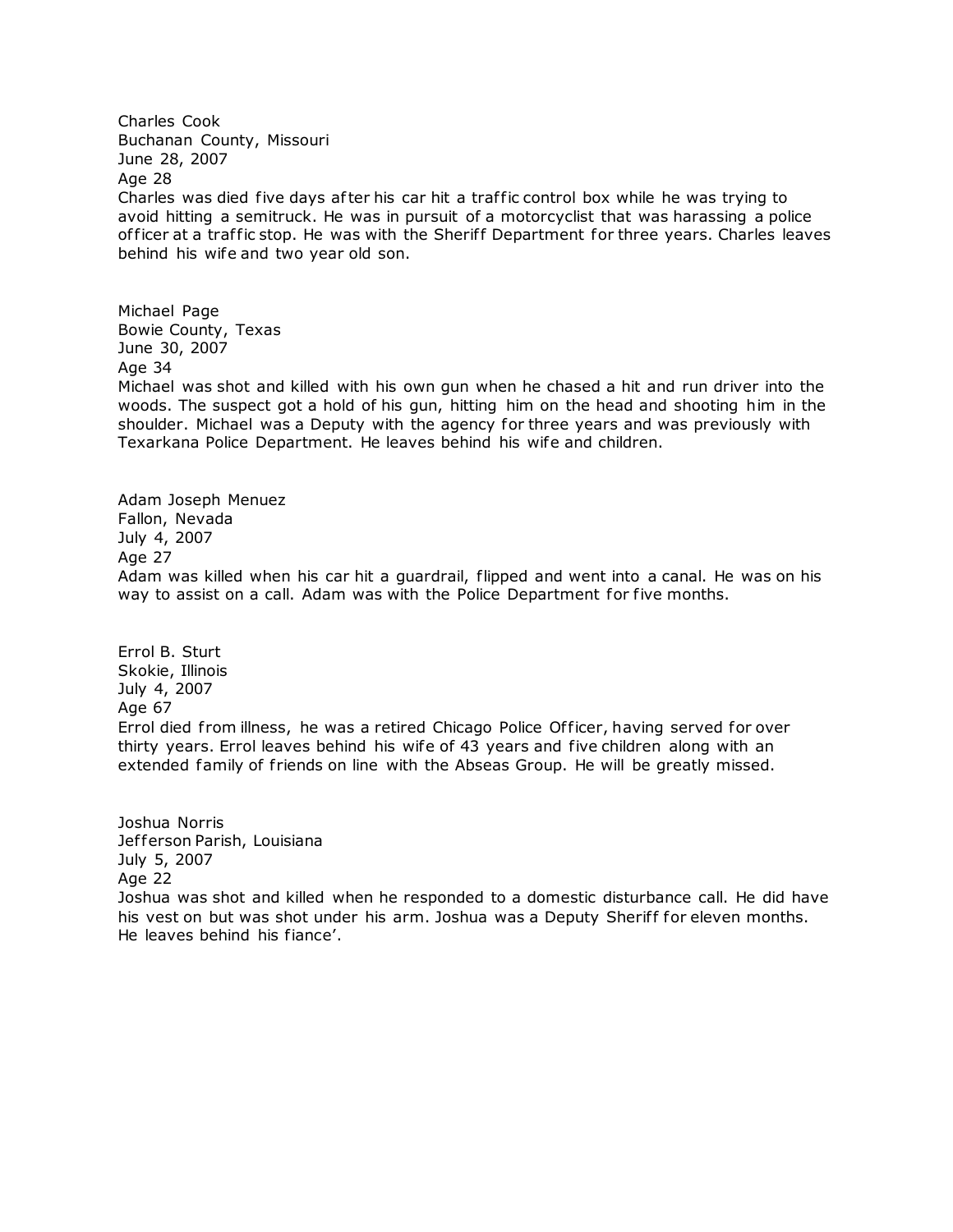Charles Cook
Buchanan County, Missouri
June 28, 2007
Age 28
Charles was died five days after his car hit a traffic control box while he was trying to avoid hitting a semitruck. He was in pursuit of a motorcyclist that was harassing a police officer at a traffic stop. He was with the Sheriff Department for three years. Charles leaves behind his wife and two year old son.

Michael Page
Bowie County, Texas
June 30, 2007
Age 34
Michael was shot and killed with his own gun when he chased a hit and run driver into the woods. The suspect got a hold of his gun, hitting him on the head and shooting him in the shoulder. Michael was a Deputy with the agency for three years and was previously with Texarkana Police Department. He leaves behind his wife and children.

Adam Joseph Menuez
Fallon, Nevada
July 4, 2007
Age 27
Adam was killed when his car hit a guardrail, flipped and went into a canal. He was on his way to assist on a call. Adam was with the Police Department for five months.

Errol B. Sturt
Skokie, Illinois
July 4, 2007
Age 67
Errol died from illness, he was a retired Chicago Police Officer, having served for over thirty years. Errol leaves behind his wife of 43 years and five children along with an extended family of friends on line with the Abseas Group. He will be greatly missed.

Joshua Norris
Jefferson Parish, Louisiana
July 5, 2007
Age 22
Joshua was shot and killed when he responded to a domestic disturbance call. He did have his vest on but was shot under his arm. Joshua was a Deputy Sheriff for eleven months. He leaves behind his fiance'.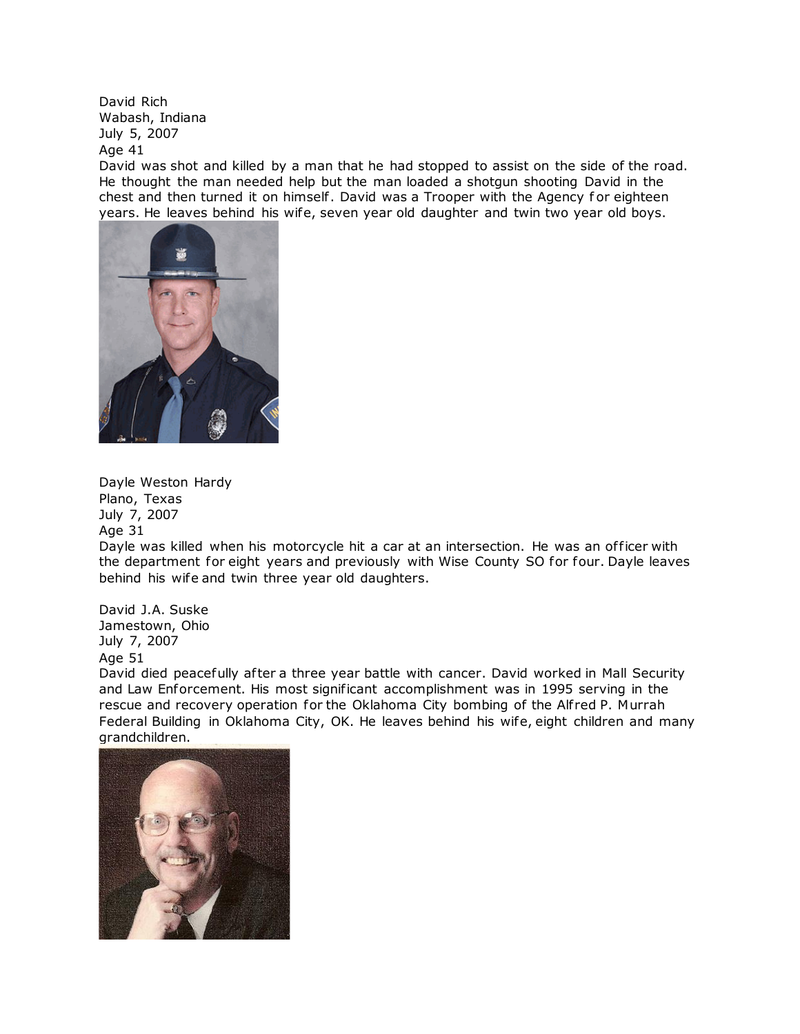David Rich
Wabash, Indiana
July 5, 2007
Age 41
David was shot and killed by a man that he had stopped to assist on the side of the road. He thought the man needed help but the man loaded a shotgun shooting David in the chest and then turned it on himself. David was a Trooper with the Agency for eighteen years. He leaves behind his wife, seven year old daughter and twin two year old boys.

Dayle Weston Hardy
Plano, Texas
July 7, 2007
Age 31
Dayle was killed when his motorcycle hit a car at an intersection. He was an officer with the department for eight years and previously with Wise County SO for four. Dayle leaves behind his wife and twin three year old daughters.

David J.A. Suske
Jamestown, Ohio
July 7, 2007
Age 51
David died peacefully after a three year battle with cancer. David worked in Mall Security and Law Enforcement. His most significant accomplishment was in 1995 serving in the rescue and recovery operation for the Oklahoma City bombing of the Alfred P. Murrah Federal Building in Oklahoma City, OK. He leaves behind his wife, eight children and many grandchildren.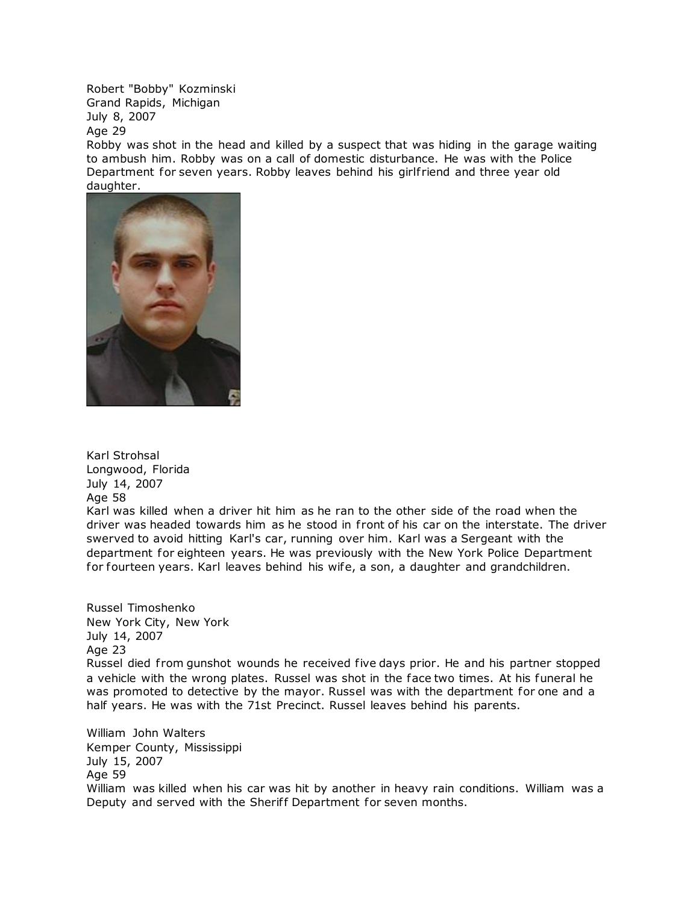Robert "Bobby" Kozminski
Grand Rapids, Michigan
July 8, 2007
Age 29
Robby was shot in the head and killed by a suspect that was hiding in the garage waiting to ambush him. Robby was on a call of domestic disturbance. He was with the Police Department for seven years. Robby leaves behind his girlfriend and three year old daughter.

Karl Strohsal
Longwood, Florida
July 14, 2007
Age 58
Karl was killed when a driver hit him as he ran to the other side of the road when the driver was headed towards him as he stood in front of his car on the interstate. The driver swerved to avoid hitting Karl's car, running over him. Karl was a Sergeant with the department for eighteen years. He was previously with the New York Police Department for fourteen years. Karl leaves behind his wife, a son, a daughter and grandchildren.

Russel Timoshenko
New York City, New York
July 14, 2007
Age 23
Russel died from gunshot wounds he received five days prior. He and his partner stopped a vehicle with the wrong plates. Russel was shot in the face two times. At his funeral he was promoted to detective by the mayor. Russel was with the department for one and a half years. He was with the 71st Precinct. Russel leaves behind his parents.

William John Walters
Kemper County, Mississippi
July 15, 2007
Age 59
William was killed when his car was hit by another in heavy rain conditions. William was a Deputy and served with the Sheriff Department for seven months.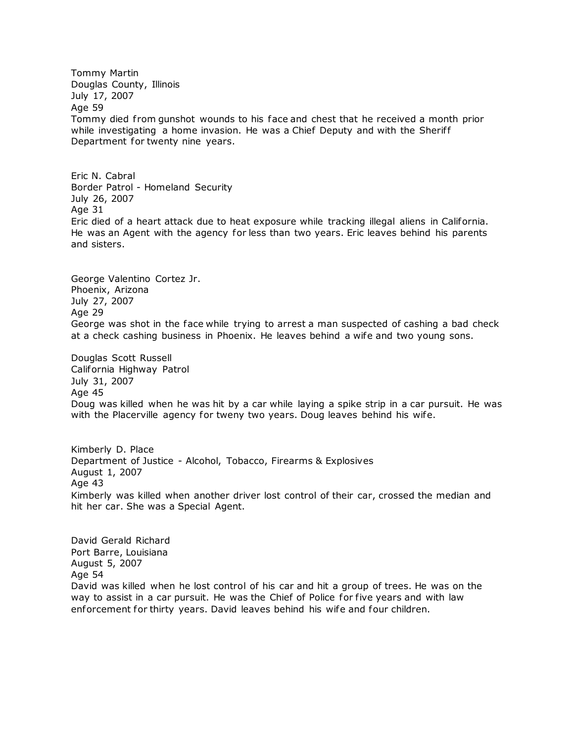Tommy Martin
Douglas County, Illinois
July 17, 2007
Age 59
Tommy died from gunshot wounds to his face and chest that he received a month prior while investigating a home invasion. He was a Chief Deputy and with the Sheriff Department for twenty nine years.

Eric N. Cabral
Border Patrol - Homeland Security
July 26, 2007
Age 31
Eric died of a heart attack due to heat exposure while tracking illegal aliens in California. He was an Agent with the agency for less than two years. Eric leaves behind his parents and sisters.

George Valentino Cortez Jr.
Phoenix, Arizona
July 27, 2007
Age 29
George was shot in the face while trying to arrest a man suspected of cashing a bad check at a check cashing business in Phoenix. He leaves behind a wife and two young sons.

Douglas Scott Russell
California Highway Patrol
July 31, 2007
Age 45
Doug was killed when he was hit by a car while laying a spike strip in a car pursuit. He was with the Placerville agency for tweny two years. Doug leaves behind his wife.

Kimberly D. Place
Department of Justice - Alcohol, Tobacco, Firearms & Explosives
August 1, 2007
Age 43
Kimberly was killed when another driver lost control of their car, crossed the median and hit her car. She was a Special Agent.

David Gerald Richard
Port Barre, Louisiana
August 5, 2007
Age 54
David was killed when he lost control of his car and hit a group of trees. He was on the way to assist in a car pursuit. He was the Chief of Police for five years and with law enforcement for thirty years. David leaves behind his wife and four children.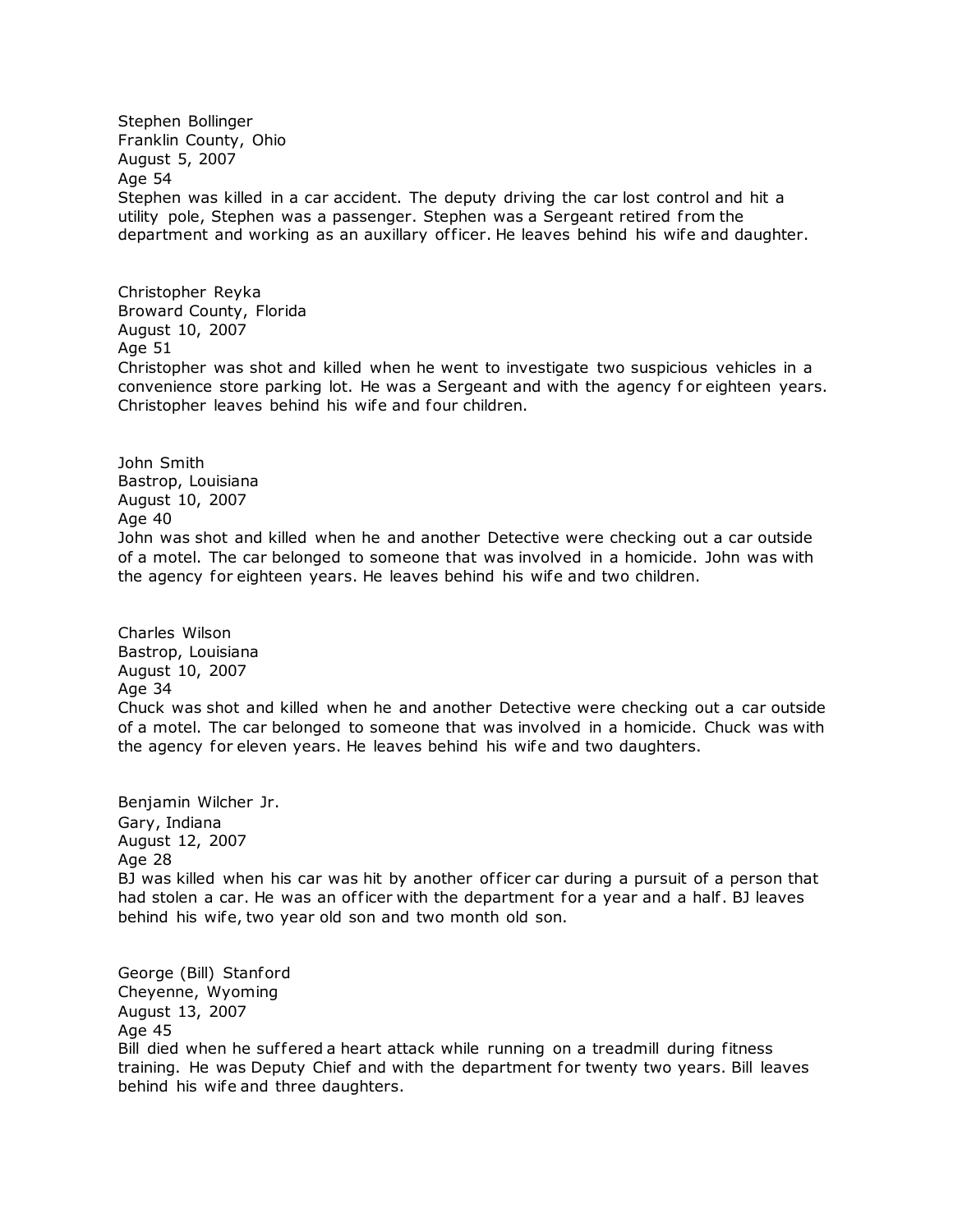Stephen Bollinger
Franklin County, Ohio
August 5, 2007
Age 54
Stephen was killed in a car accident. The deputy driving the car lost control and hit a utility pole, Stephen was a passenger. Stephen was a Sergeant retired from the department and working as an auxillary officer. He leaves behind his wife and daughter.

Christopher Reyka
Broward County, Florida
August 10, 2007
Age 51
Christopher was shot and killed when he went to investigate two suspicious vehicles in a convenience store parking lot. He was a Sergeant and with the agency for eighteen years. Christopher leaves behind his wife and four children.

John Smith
Bastrop, Louisiana
August 10, 2007
Age 40
John was shot and killed when he and another Detective were checking out a car outside of a motel. The car belonged to someone that was involved in a homicide. John was with the agency for eighteen years. He leaves behind his wife and two children.

Charles Wilson
Bastrop, Louisiana
August 10, 2007
Age 34
Chuck was shot and killed when he and another Detective were checking out a car outside of a motel. The car belonged to someone that was involved in a homicide. Chuck was with the agency for eleven years. He leaves behind his wife and two daughters.

Benjamin Wilcher Jr.
Gary, Indiana
August 12, 2007
Age 28
BJ was killed when his car was hit by another officer car during a pursuit of a person that had stolen a car. He was an officer with the department for a year and a half. BJ leaves behind his wife, two year old son and two month old son.

George (Bill) Stanford
Cheyenne, Wyoming
August 13, 2007
Age 45
Bill died when he suffered a heart attack while running on a treadmill during fitness training. He was Deputy Chief and with the department for twenty two years. Bill leaves behind his wife and three daughters.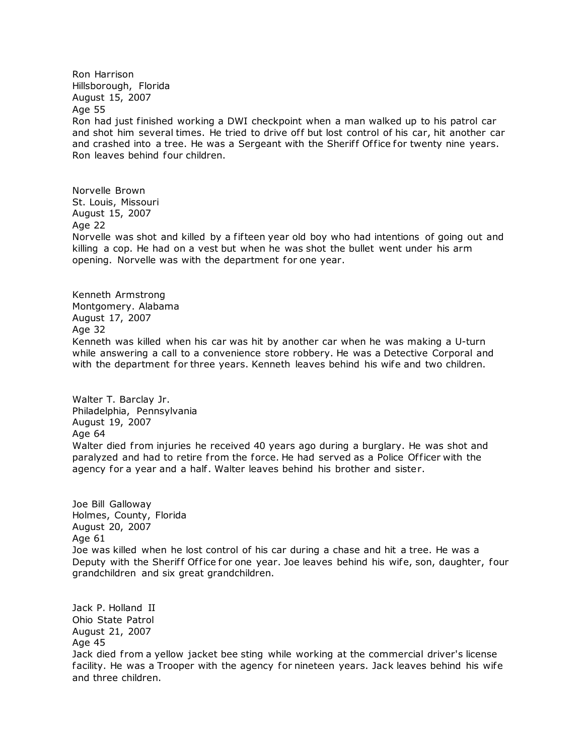Ron Harrison
Hillsborough, Florida
August 15, 2007
Age 55
Ron had just finished working a DWI checkpoint when a man walked up to his patrol car and shot him several times. He tried to drive off but lost control of his car, hit another car and crashed into a tree. He was a Sergeant with the Sheriff Office for twenty nine years. Ron leaves behind four children.

Norvelle Brown
St. Louis, Missouri
August 15, 2007
Age 22
Norvelle was shot and killed by a fifteen year old boy who had intentions of going out and killing a cop. He had on a vest but when he was shot the bullet went under his arm opening. Norvelle was with the department for one year.

Kenneth Armstrong
Montgomery. Alabama
August 17, 2007
Age 32
Kenneth was killed when his car was hit by another car when he was making a U-turn while answering a call to a convenience store robbery. He was a Detective Corporal and with the department for three years. Kenneth leaves behind his wife and two children.

Walter T. Barclay Jr.
Philadelphia, Pennsylvania
August 19, 2007
Age 64
Walter died from injuries he received 40 years ago during a burglary. He was shot and paralyzed and had to retire from the force. He had served as a Police Officer with the agency for a year and a half. Walter leaves behind his brother and sister.

Joe Bill Galloway
Holmes, County, Florida
August 20, 2007
Age 61
Joe was killed when he lost control of his car during a chase and hit a tree. He was a Deputy with the Sheriff Office for one year. Joe leaves behind his wife, son, daughter, four grandchildren and six great grandchildren.

Jack P. Holland II
Ohio State Patrol
August 21, 2007
Age 45
Jack died from a yellow jacket bee sting while working at the commercial driver's license facility. He was a Trooper with the agency for nineteen years. Jack leaves behind his wife and three children.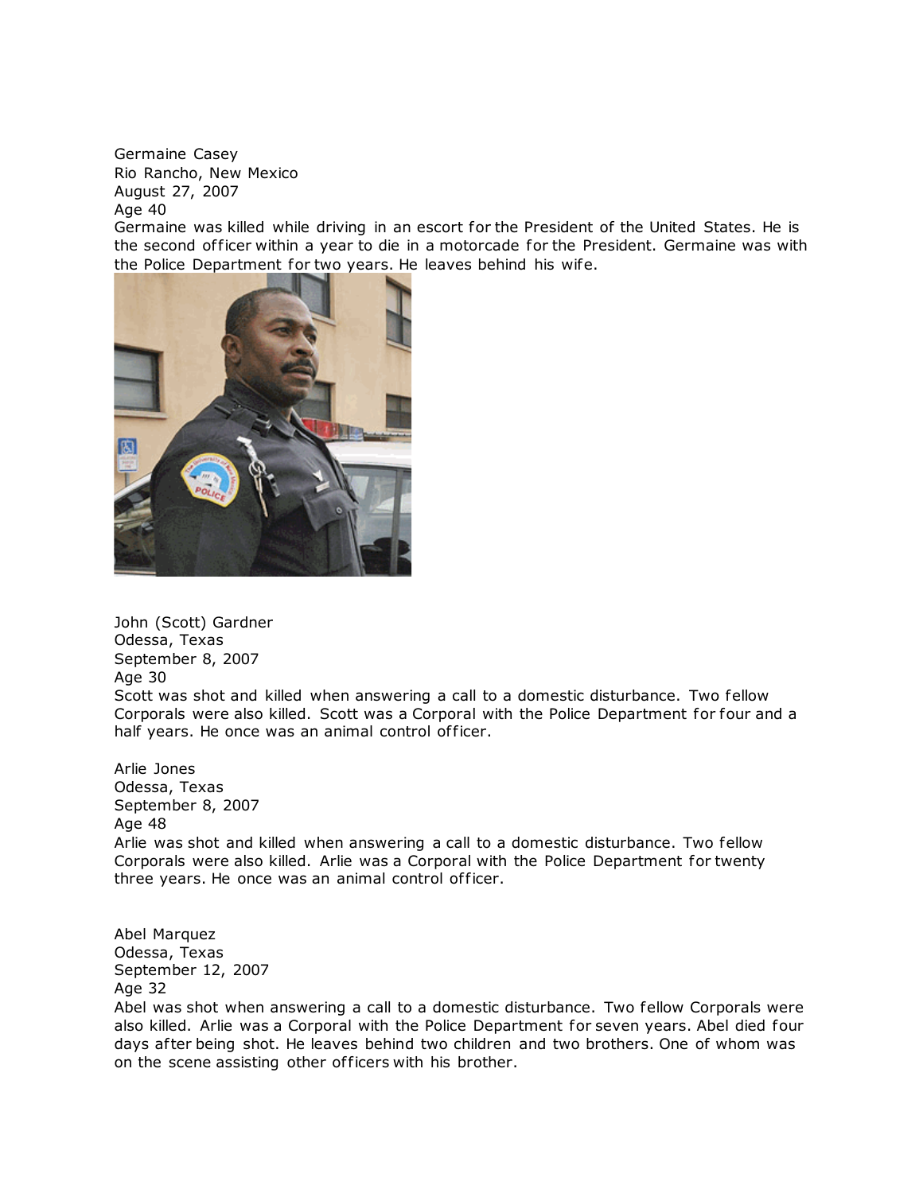Germaine Casey
Rio Rancho, New Mexico
August 27, 2007
Age 40
Germaine was killed while driving in an escort for the President of the United States. He is the second officer within a year to die in a motorcade for the President. Germaine was with the Police Department for two years. He leaves behind his wife.

John (Scott) Gardner
Odessa, Texas
September 8, 2007
Age 30
Scott was shot and killed when answering a call to a domestic disturbance. Two fellow Corporals were also killed. Scott was a Corporal with the Police Department for four and a half years. He once was an animal control officer.

Arlie Jones
Odessa, Texas
September 8, 2007
Age 48
Arlie was shot and killed when answering a call to a domestic disturbance. Two fellow Corporals were also killed. Arlie was a Corporal with the Police Department for twenty three years. He once was an animal control officer.

Abel Marquez
Odessa, Texas
September 12, 2007
Age 32
Abel was shot when answering a call to a domestic disturbance. Two fellow Corporals were also killed. Arlie was a Corporal with the Police Department for seven years. Abel died four days after being shot. He leaves behind two children and two brothers. One of whom was on the scene assisting other officers with his brother.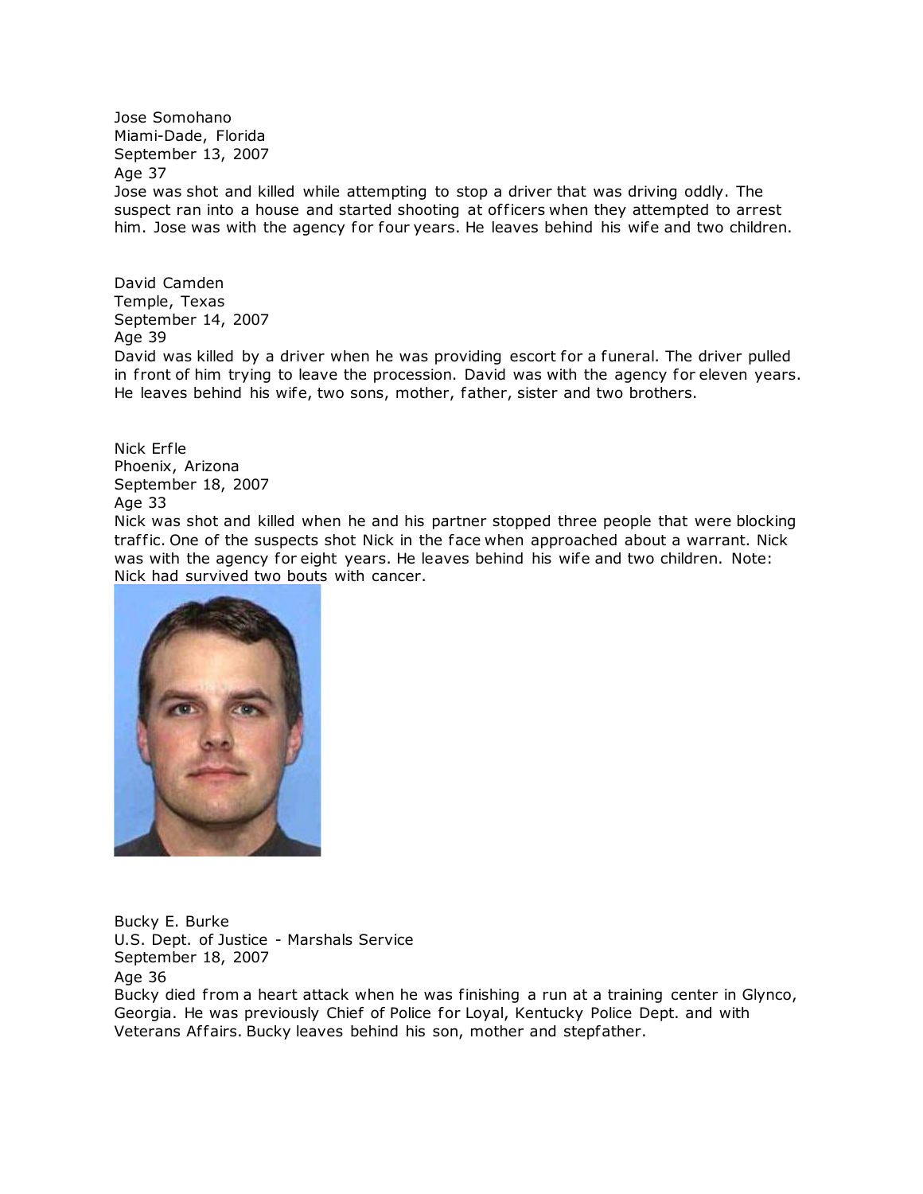Jose Somohano
Miami-Dade, Florida
September 13, 2007
Age 37
Jose was shot and killed while attempting to stop a driver that was driving oddly. The suspect ran into a house and started shooting at officers when they attempted to arrest him. Jose was with the agency for four years. He leaves behind his wife and two children.

David Camden
Temple, Texas
September 14, 2007
Age 39
David was killed by a driver when he was providing escort for a funeral. The driver pulled in front of him trying to leave the procession. David was with the agency for eleven years. He leaves behind his wife, two sons, mother, father, sister and two brothers.

Nick Erfle
Phoenix, Arizona
September 18, 2007
Age 33
Nick was shot and killed when he and his partner stopped three people that were blocking traffic. One of the suspects shot Nick in the face when approached about a warrant. Nick was with the agency for eight years. He leaves behind his wife and two children. Note: Nick had survived two bouts with cancer.

Bucky E. Burke
U.S. Dept. of Justice - Marshals Service
September 18, 2007
Age 36
Bucky died from a heart attack when he was finishing a run at a training center in Glynco, Georgia. He was previously Chief of Police for Loyal, Kentucky Police Dept. and with Veterans Affairs. Bucky leaves behind his son, mother and stepfather.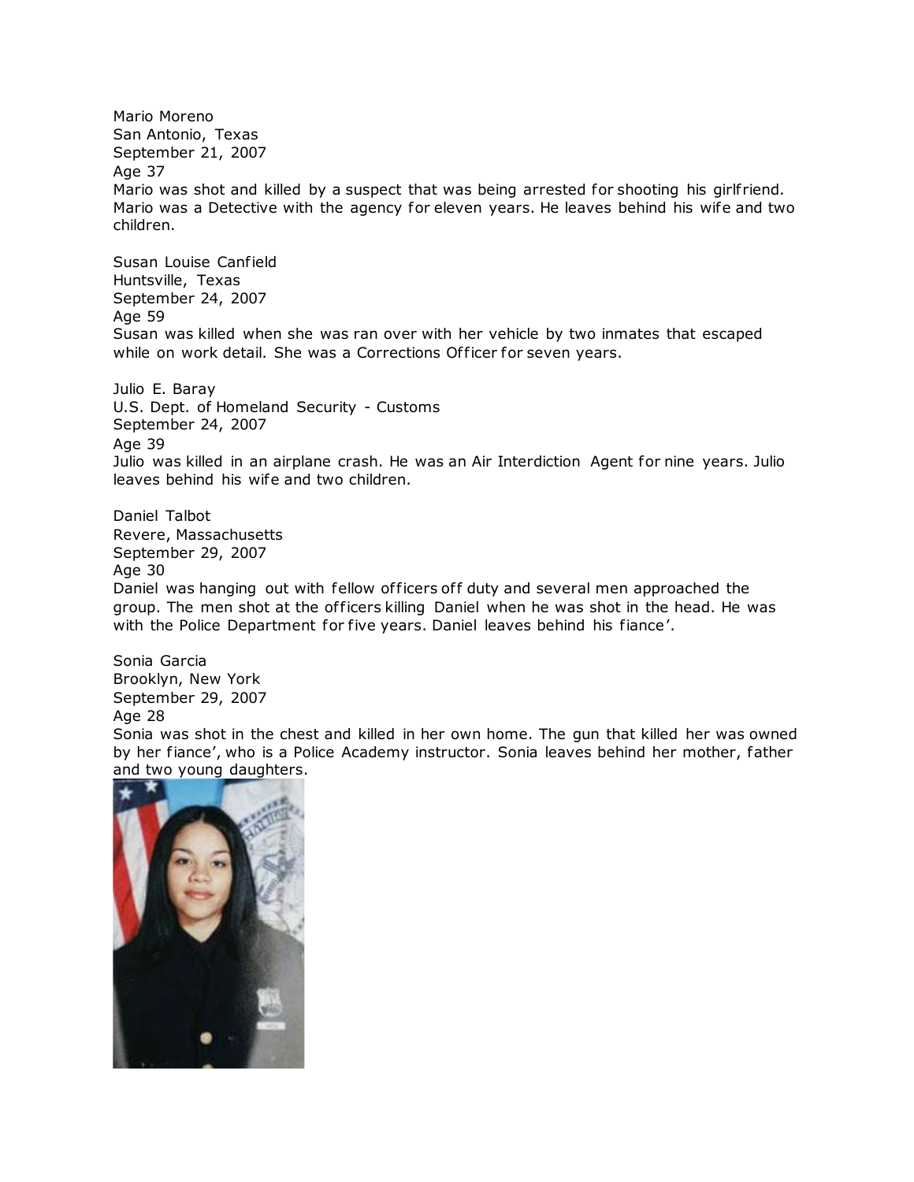Mario Moreno
San Antonio, Texas
September 21, 2007
Age 37
Mario was shot and killed by a suspect that was being arrested for shooting his girlfriend. Mario was a Detective with the agency for eleven years. He leaves behind his wife and two children.

Susan Louise Canfield
Huntsville, Texas
September 24, 2007
Age 59
Susan was killed when she was ran over with her vehicle by two inmates that escaped while on work detail. She was a Corrections Officer for seven years.

Julio E. Baray
U.S. Dept. of Homeland Security - Customs
September 24, 2007
Age 39
Julio was killed in an airplane crash. He was an Air Interdiction Agent for nine years. Julio leaves behind his wife and two children.

Daniel Talbot
Revere, Massachusetts
September 29, 2007
Age 30
Daniel was hanging out with fellow officers off duty and several men approached the group. The men shot at the officers killing Daniel when he was shot in the head. He was with the Police Department for five years. Daniel leaves behind his fiance'.

Sonia Garcia
Brooklyn, New York
September 29, 2007
Age 28
Sonia was shot in the chest and killed in her own home. The gun that killed her was owned by her fiance', who is a Police Academy instructor. Sonia leaves behind her mother, father and two young daughters.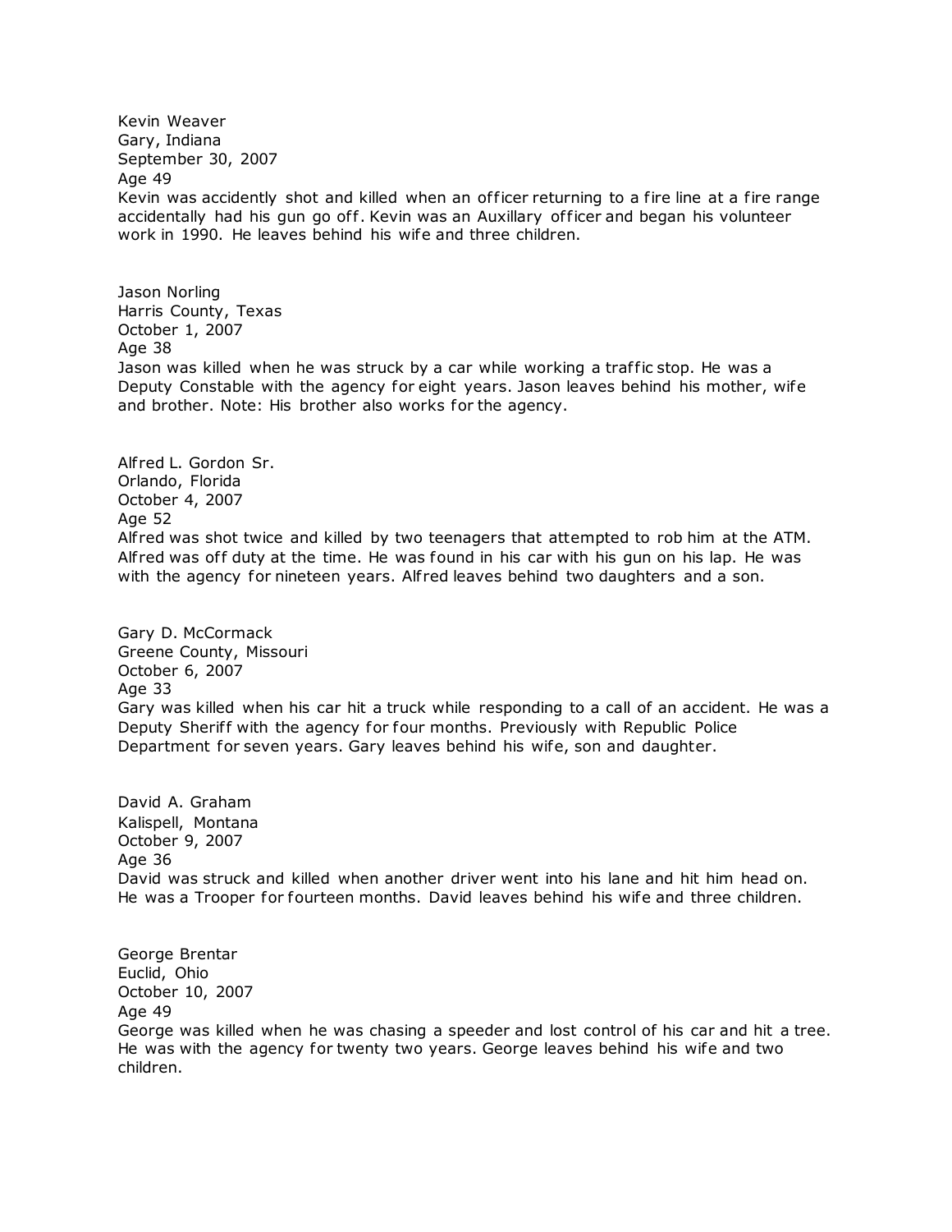Kevin Weaver
Gary, Indiana
September 30, 2007
Age 49
Kevin was accidently shot and killed when an officer returning to a fire line at a fire range accidentally had his gun go off. Kevin was an Auxillary officer and began his volunteer work in 1990. He leaves behind his wife and three children.

Jason Norling
Harris County, Texas
October 1, 2007
Age 38
Jason was killed when he was struck by a car while working a traffic stop. He was a Deputy Constable with the agency for eight years. Jason leaves behind his mother, wife and brother. Note: His brother also works for the agency.

Alfred L. Gordon Sr.
Orlando, Florida
October 4, 2007
Age 52
Alfred was shot twice and killed by two teenagers that attempted to rob him at the ATM. Alfred was off duty at the time. He was found in his car with his gun on his lap. He was with the agency for nineteen years. Alfred leaves behind two daughters and a son.

Gary D. McCormack
Greene County, Missouri
October 6, 2007
Age 33
Gary was killed when his car hit a truck while responding to a call of an accident. He was a Deputy Sheriff with the agency for four months. Previously with Republic Police Department for seven years. Gary leaves behind his wife, son and daughter.

David A. Graham
Kalispell, Montana
October 9, 2007
Age 36
David was struck and killed when another driver went into his lane and hit him head on. He was a Trooper for fourteen months. David leaves behind his wife and three children.

George Brentar
Euclid, Ohio
October 10, 2007
Age 49
George was killed when he was chasing a speeder and lost control of his car and hit a tree. He was with the agency for twenty two years. George leaves behind his wife and two children.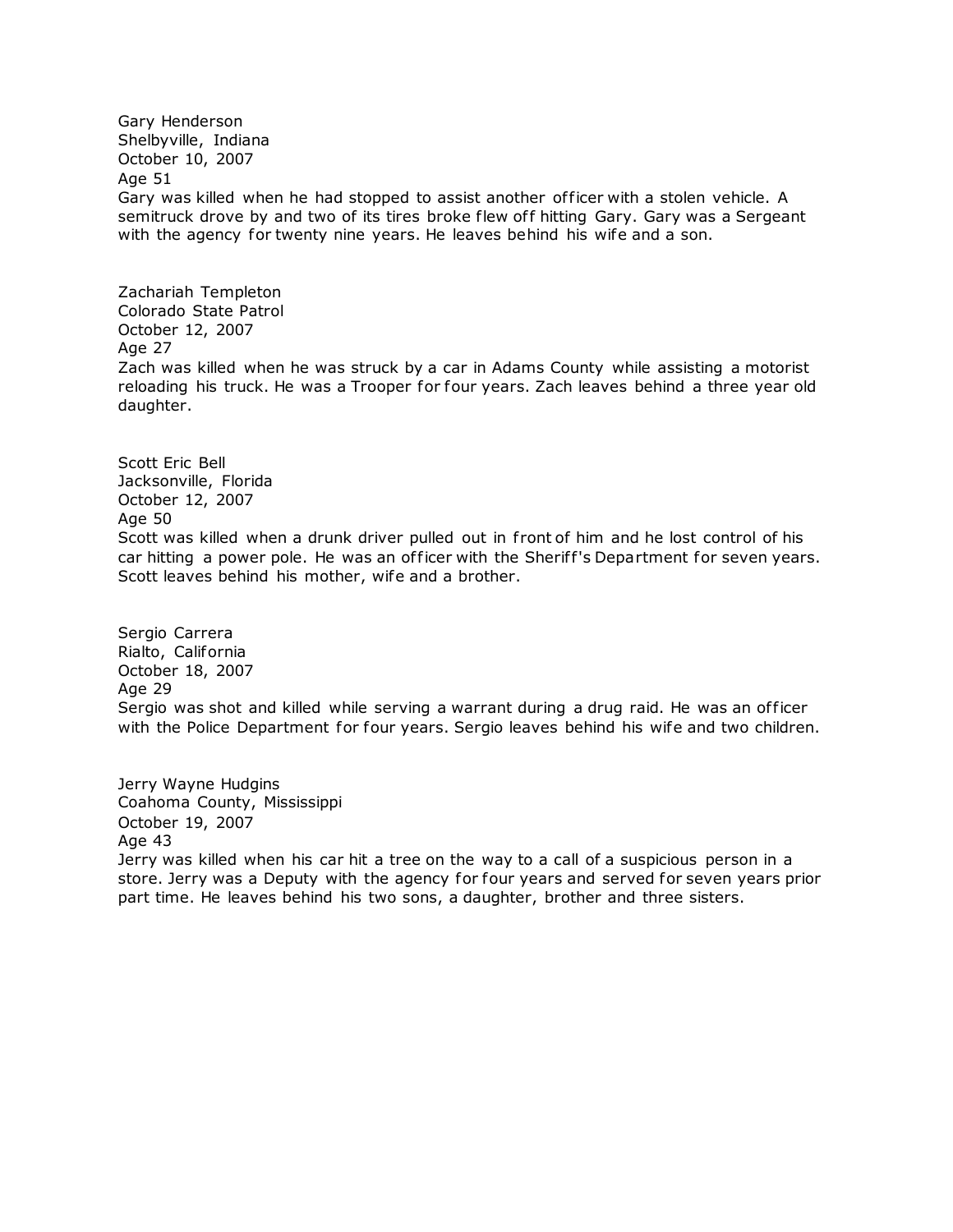Gary Henderson
Shelbyville, Indiana
October 10, 2007
Age 51
Gary was killed when he had stopped to assist another officer with a stolen vehicle. A semitruck drove by and two of its tires broke flew off hitting Gary. Gary was a Sergeant with the agency for twenty nine years. He leaves behind his wife and a son.

Zachariah Templeton
Colorado State Patrol
October 12, 2007
Age 27
Zach was killed when he was struck by a car in Adams County while assisting a motorist reloading his truck. He was a Trooper for four years. Zach leaves behind a three year old daughter.

Scott Eric Bell
Jacksonville, Florida
October 12, 2007
Age 50
Scott was killed when a drunk driver pulled out in front of him and he lost control of his car hitting a power pole. He was an officer with the Sheriff's Department for seven years. Scott leaves behind his mother, wife and a brother.

Sergio Carrera
Rialto, California
October 18, 2007
Age 29
Sergio was shot and killed while serving a warrant during a drug raid. He was an officer with the Police Department for four years. Sergio leaves behind his wife and two children.

Jerry Wayne Hudgins
Coahoma County, Mississippi
October 19, 2007
Age 43
Jerry was killed when his car hit a tree on the way to a call of a suspicious person in a store. Jerry was a Deputy with the agency for four years and served for seven years prior part time. He leaves behind his two sons, a daughter, brother and three sisters.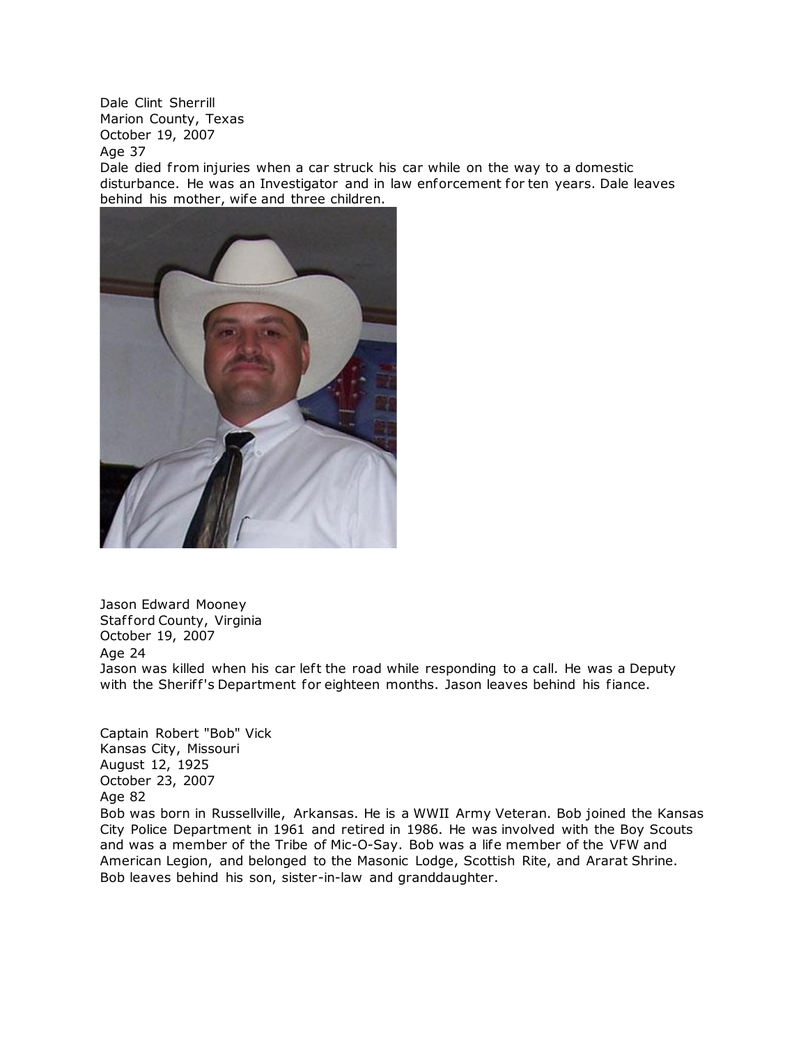Dale Clint Sherrill
Marion County, Texas
October 19, 2007
Age 37
Dale died from injuries when a car struck his car while on the way to a domestic disturbance. He was an Investigator and in law enforcement for ten years. Dale leaves behind his mother, wife and three children.

Jason Edward Mooney
Stafford County, Virginia
October 19, 2007
Age 24
Jason was killed when his car left the road while responding to a call. He was a Deputy with the Sheriff's Department for eighteen months. Jason leaves behind his fiance.

Captain Robert "Bob" Vick
Kansas City, Missouri
August 12, 1925
October 23, 2007
Age 82
Bob was born in Russellville, Arkansas. He is a WWII Army Veteran. Bob joined the Kansas City Police Department in 1961 and retired in 1986. He was involved with the Boy Scouts and was a member of the Tribe of Mic-O-Say. Bob was a life member of the VFW and American Legion, and belonged to the Masonic Lodge, Scottish Rite, and Ararat Shrine. Bob leaves behind his son, sister-in-law and granddaughter.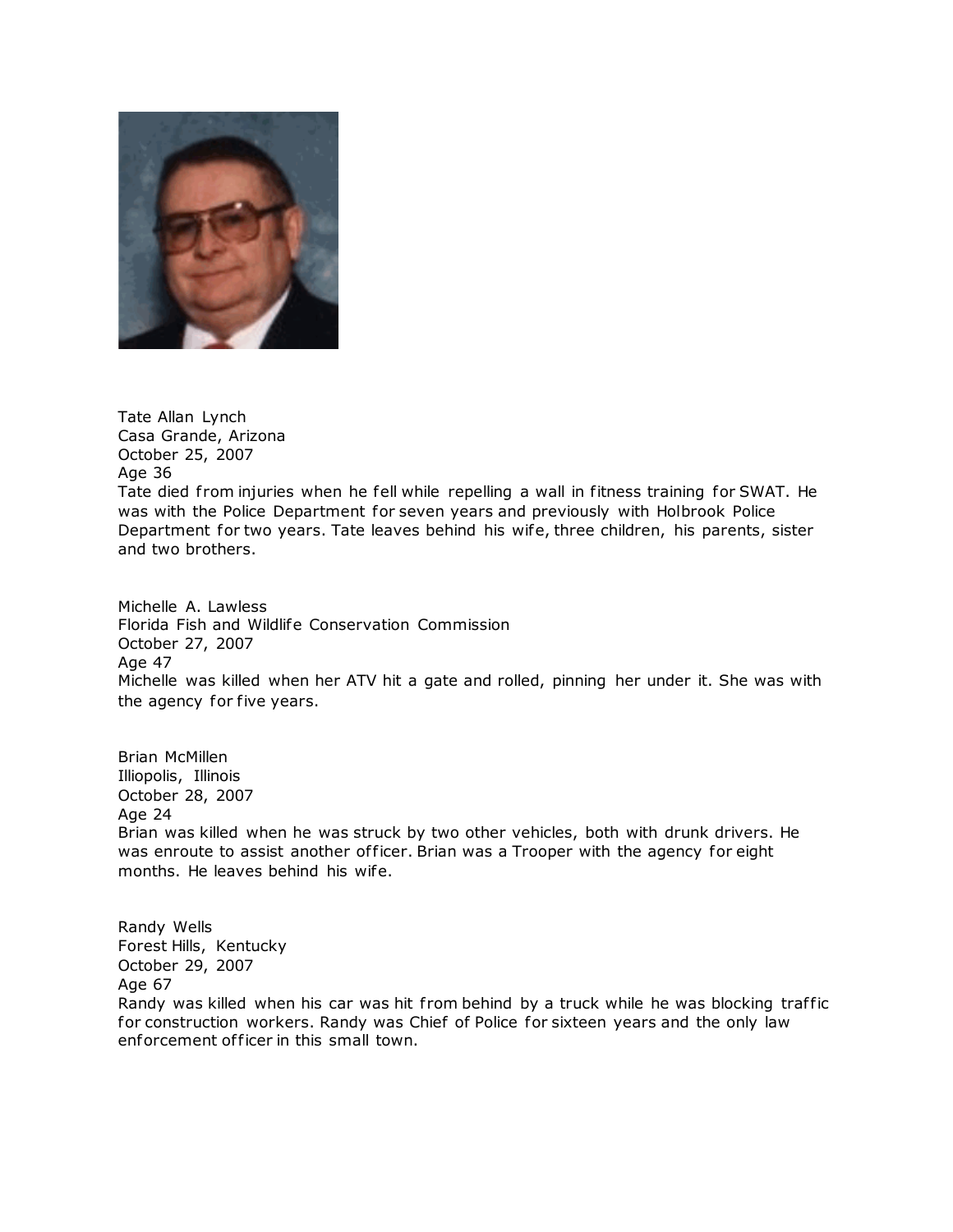Tate Allan Lynch
Casa Grande, Arizona
October 25, 2007
Age 36
Tate died from injuries when he fell while repelling a wall in fitness training for SWAT. He was with the Police Department for seven years and previously with Holbrook Police Department for two years. Tate leaves behind his wife, three children, his parents, sister and two brothers.

Michelle A. Lawless
Florida Fish and Wildlife Conservation Commission
October 27, 2007
Age 47
Michelle was killed when her ATV hit a gate and rolled, pinning her under it. She was with the agency for five years.

Brian McMillen
Illiopolis, Illinois
October 28, 2007
Age 24
Brian was killed when he was struck by two other vehicles, both with drunk drivers. He was enroute to assist another officer. Brian was a Trooper with the agency for eight months. He leaves behind his wife.

Randy Wells
Forest Hills, Kentucky
October 29, 2007
Age 67
Randy was killed when his car was hit from behind by a truck while he was blocking traffic for construction workers. Randy was Chief of Police for sixteen years and the only law enforcement officer in this small town.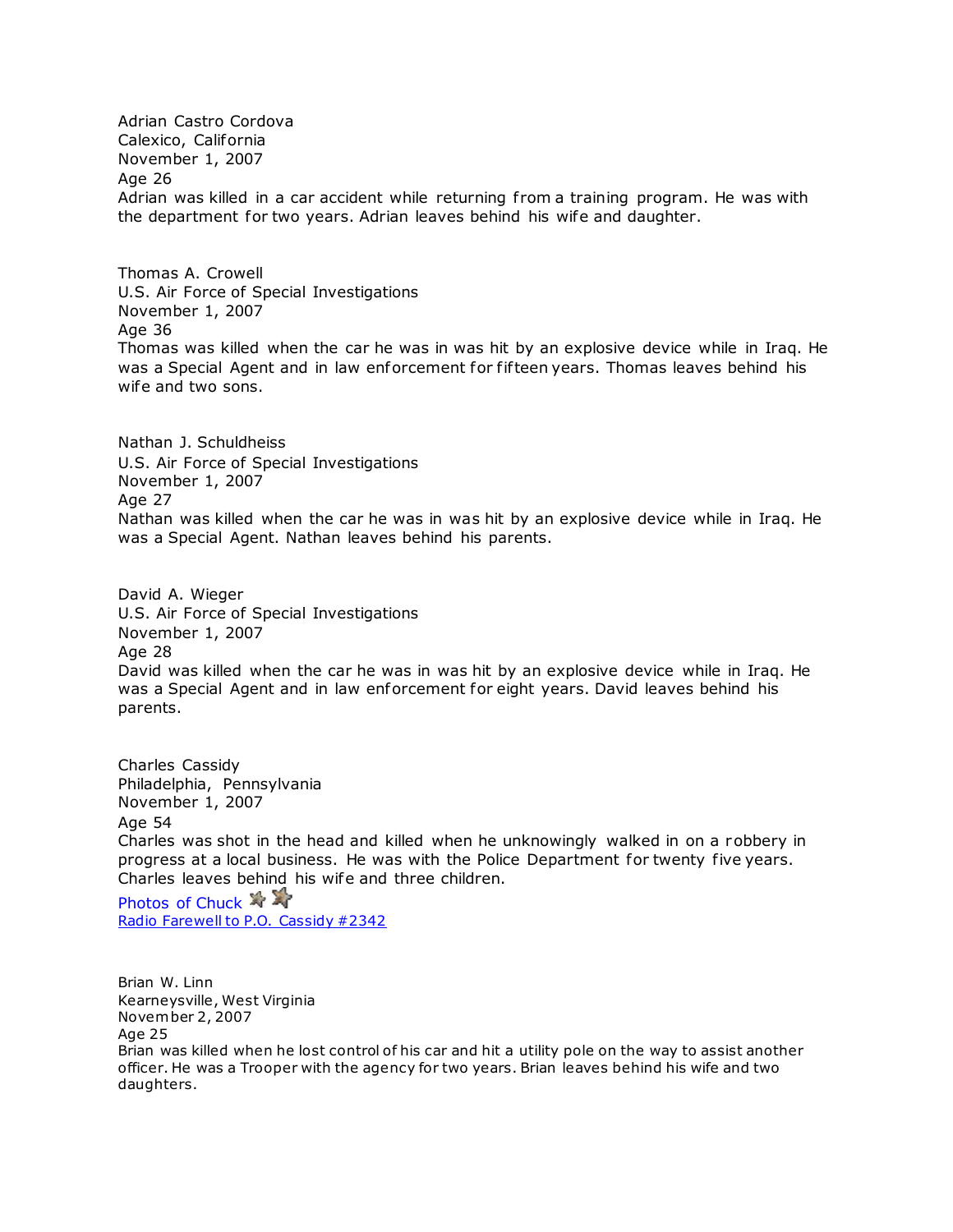Adrian Castro Cordova
Calexico, California
November 1, 2007
Age 26
Adrian was killed in a car accident while returning from a training program. He was with the department for two years. Adrian leaves behind his wife and daughter.

Thomas A. Crowell
U.S. Air Force of Special Investigations
November 1, 2007
Age 36
Thomas was killed when the car he was in was hit by an explosive device while in Iraq. He was a Special Agent and in law enforcement for fifteen years. Thomas leaves behind his wife and two sons.

Nathan J. Schuldheiss
U.S. Air Force of Special Investigations
November 1, 2007
Age 27
Nathan was killed when the car he was in was hit by an explosive device while in Iraq. He was a Special Agent. Nathan leaves behind his parents.

David A. Wieger
U.S. Air Force of Special Investigations
November 1, 2007
Age 28
David was killed when the car he was in was hit by an explosive device while in Iraq. He was a Special Agent and in law enforcement for eight years. David leaves behind his parents.

Charles Cassidy
Philadelphia, Pennsylvania
November 1, 2007
Age 54
Charles was shot in the head and killed when he unknowingly walked in on a robbery in progress at a local business. He was with the Police Department for twenty five years. Charles leaves behind his wife and three children.

Photos of Chuck
Radio Farewell to P.O. Cassidy #2342

Brian W. Linn
Kearneysville, West Virginia
November 2, 2007
Age 25
Brian was killed when he lost control of his car and hit a utility pole on the way to assist another officer. He was a Trooper with the agency for two years. Brian leaves behind his wife and two daughters.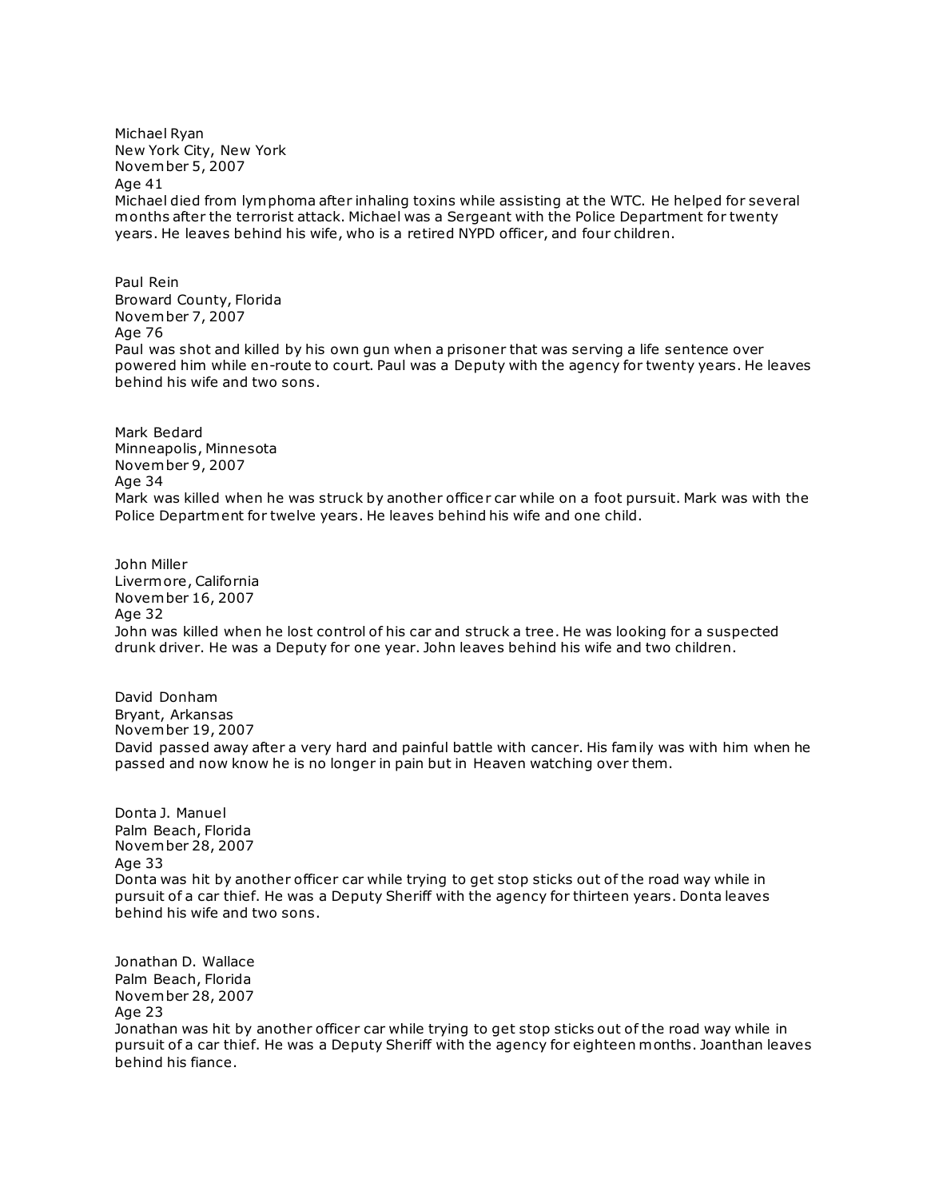Michael Ryan
New York City, New York
November 5, 2007
Age 41
Michael died from lymphoma after inhaling toxins while assisting at the WTC. He helped for several months after the terrorist attack. Michael was a Sergeant with the Police Department for twenty years. He leaves behind his wife, who is a retired NYPD officer, and four children.

Paul Rein
Broward County, Florida
November 7, 2007
Age 76
Paul was shot and killed by his own gun when a prisoner that was serving a life sentence over powered him while en-route to court. Paul was a Deputy with the agency for twenty years. He leaves behind his wife and two sons.

Mark Bedard
Minneapolis, Minnesota
November 9, 2007
Age 34
Mark was killed when he was struck by another officer car while on a foot pursuit. Mark was with the Police Department for twelve years. He leaves behind his wife and one child.

John Miller
Livermore, California
November 16, 2007
Age 32
John was killed when he lost control of his car and struck a tree. He was looking for a suspected drunk driver. He was a Deputy for one year. John leaves behind his wife and two children.

David Donham
Bryant, Arkansas
November 19, 2007
David passed away after a very hard and painful battle with cancer. His family was with him when he passed and now know he is no longer in pain but in Heaven watching over them.

Donta J. Manuel
Palm Beach, Florida
November 28, 2007
Age 33
Donta was hit by another officer car while trying to get stop sticks out of the road way while in pursuit of a car thief. He was a Deputy Sheriff with the agency for thirteen years. Donta leaves behind his wife and two sons.

Jonathan D. Wallace
Palm Beach, Florida
November 28, 2007
Age 23
Jonathan was hit by another officer car while trying to get stop sticks out of the road way while in pursuit of a car thief. He was a Deputy Sheriff with the agency for eighteen months. Joanthan leaves behind his fiance.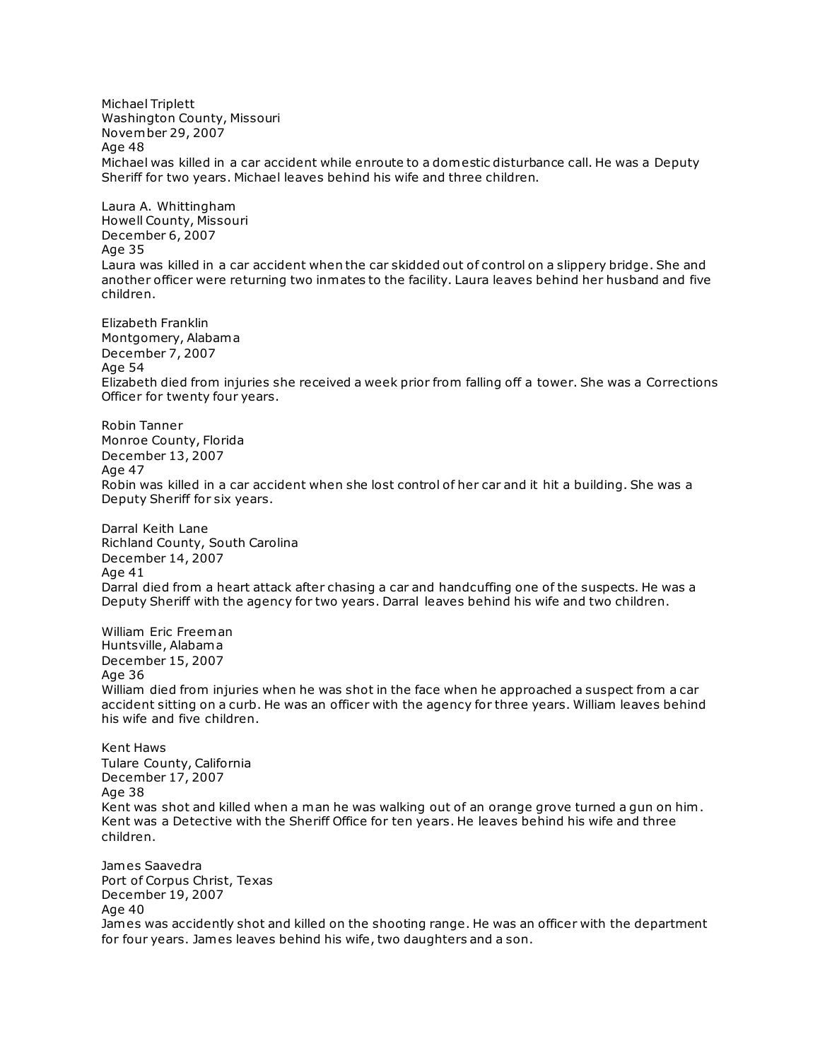Michael Triplett
Washington County, Missouri
November 29, 2007
Age 48
Michael was killed in a car accident while enroute to a domestic disturbance call. He was a Deputy Sheriff for two years. Michael leaves behind his wife and three children.

Laura A. Whittingham
Howell County, Missouri
December 6, 2007
Age 35
Laura was killed in a car accident when the car skidded out of control on a slippery bridge. She and another officer were returning two inmates to the facility. Laura leaves behind her husband and five children.

Elizabeth Franklin
Montgomery, Alabama
December 7, 2007
Age 54
Elizabeth died from injuries she received a week prior from falling off a tower. She was a Corrections Officer for twenty four years.

Robin Tanner
Monroe County, Florida
December 13, 2007
Age 47
Robin was killed in a car accident when she lost control of her car and it hit a building. She was a Deputy Sheriff for six years.

Darral Keith Lane
Richland County, South Carolina
December 14, 2007
Age 41
Darral died from a heart attack after chasing a car and handcuffing one of the suspects. He was a Deputy Sheriff with the agency for two years. Darral leaves behind his wife and two children.

William Eric Freeman
Huntsville, Alabama
December 15, 2007
Age 36
William died from injuries when he was shot in the face when he approached a suspect from a car accident sitting on a curb. He was an officer with the agency for three years. William leaves behind his wife and five children.

Kent Haws
Tulare County, California
December 17, 2007
Age 38
Kent was shot and killed when a man he was walking out of an orange grove turned a gun on him. Kent was a Detective with the Sheriff Office for ten years. He leaves behind his wife and three children.

James Saavedra
Port of Corpus Christ, Texas
December 19, 2007
Age 40
James was accidently shot and killed on the shooting range. He was an officer with the department for four years. James leaves behind his wife, two daughters and a son.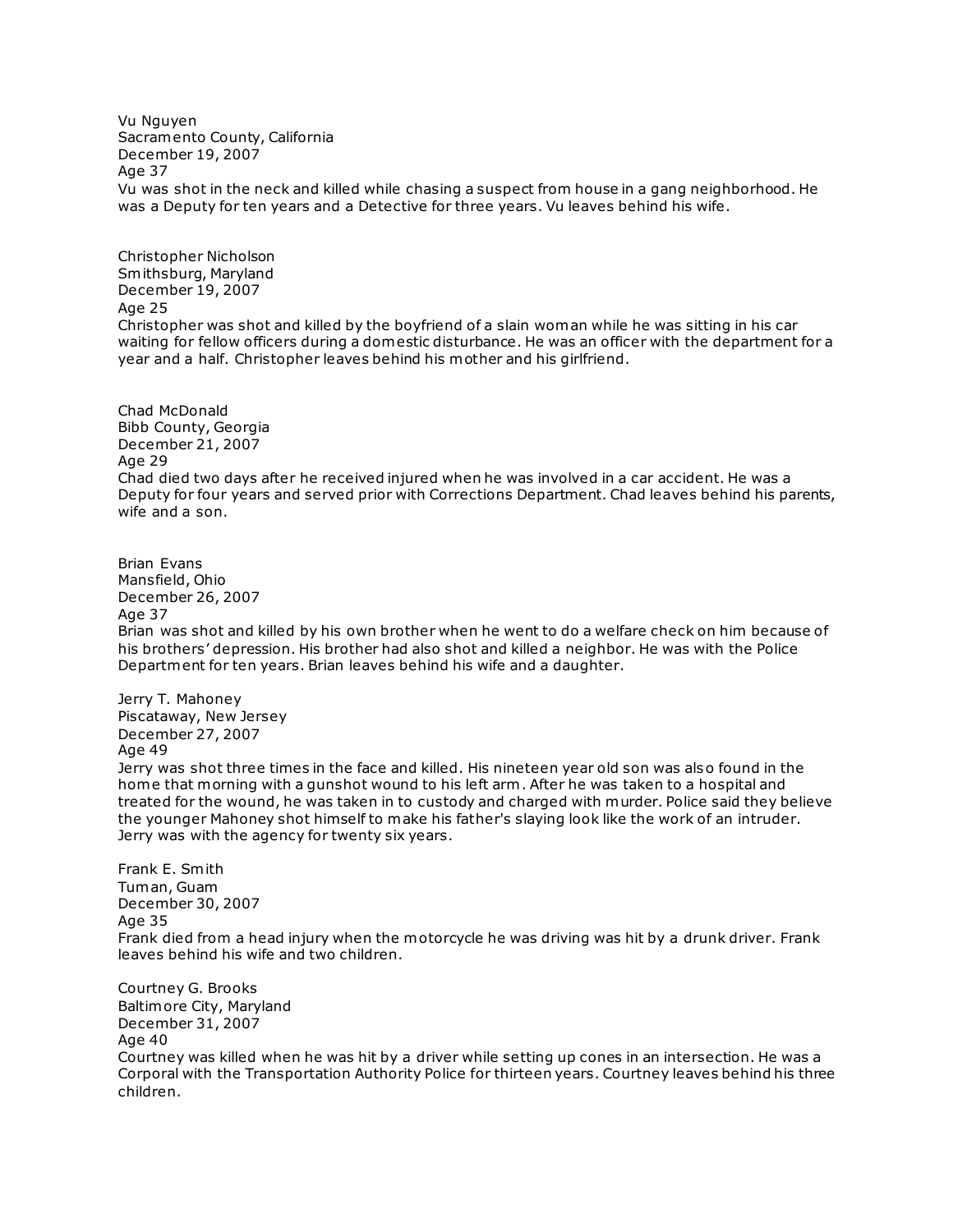Vu Nguyen
Sacramento County, California
December 19, 2007
Age 37
Vu was shot in the neck and killed while chasing a suspect from house in a gang neighborhood. He was a Deputy for ten years and a Detective for three years. Vu leaves behind his wife.

Christopher Nicholson
Smithsburg, Maryland
December 19, 2007
Age 25
Christopher was shot and killed by the boyfriend of a slain woman while he was sitting in his car waiting for fellow officers during a domestic disturbance. He was an officer with the department for a year and a half. Christopher leaves behind his mother and his girlfriend.

Chad McDonald
Bibb County, Georgia
December 21, 2007
Age 29
Chad died two days after he received injured when he was involved in a car accident. He was a Deputy for four years and served prior with Corrections Department. Chad leaves behind his parents, wife and a son.

Brian Evans
Mansfield, Ohio
December 26, 2007
Age 37
Brian was shot and killed by his own brother when he went to do a welfare check on him because of his brothers' depression. His brother had also shot and killed a neighbor. He was with the Police Department for ten years. Brian leaves behind his wife and a daughter.

Jerry T. Mahoney
Piscataway, New Jersey
December 27, 2007
Age 49
Jerry was shot three times in the face and killed. His nineteen year old son was also found in the home that morning with a gunshot wound to his left arm. After he was taken to a hospital and treated for the wound, he was taken in to custody and charged with murder. Police said they believe the younger Mahoney shot himself to make his father's slaying look like the work of an intruder. Jerry was with the agency for twenty six years.

Frank E. Smith
Tuman, Guam
December 30, 2007
Age 35
Frank died from a head injury when the motorcycle he was driving was hit by a drunk driver. Frank leaves behind his wife and two children.

Courtney G. Brooks
Baltimore City, Maryland
December 31, 2007
Age 40
Courtney was killed when he was hit by a driver while setting up cones in an intersection. He was a Corporal with the Transportation Authority Police for thirteen years. Courtney leaves behind his three children.